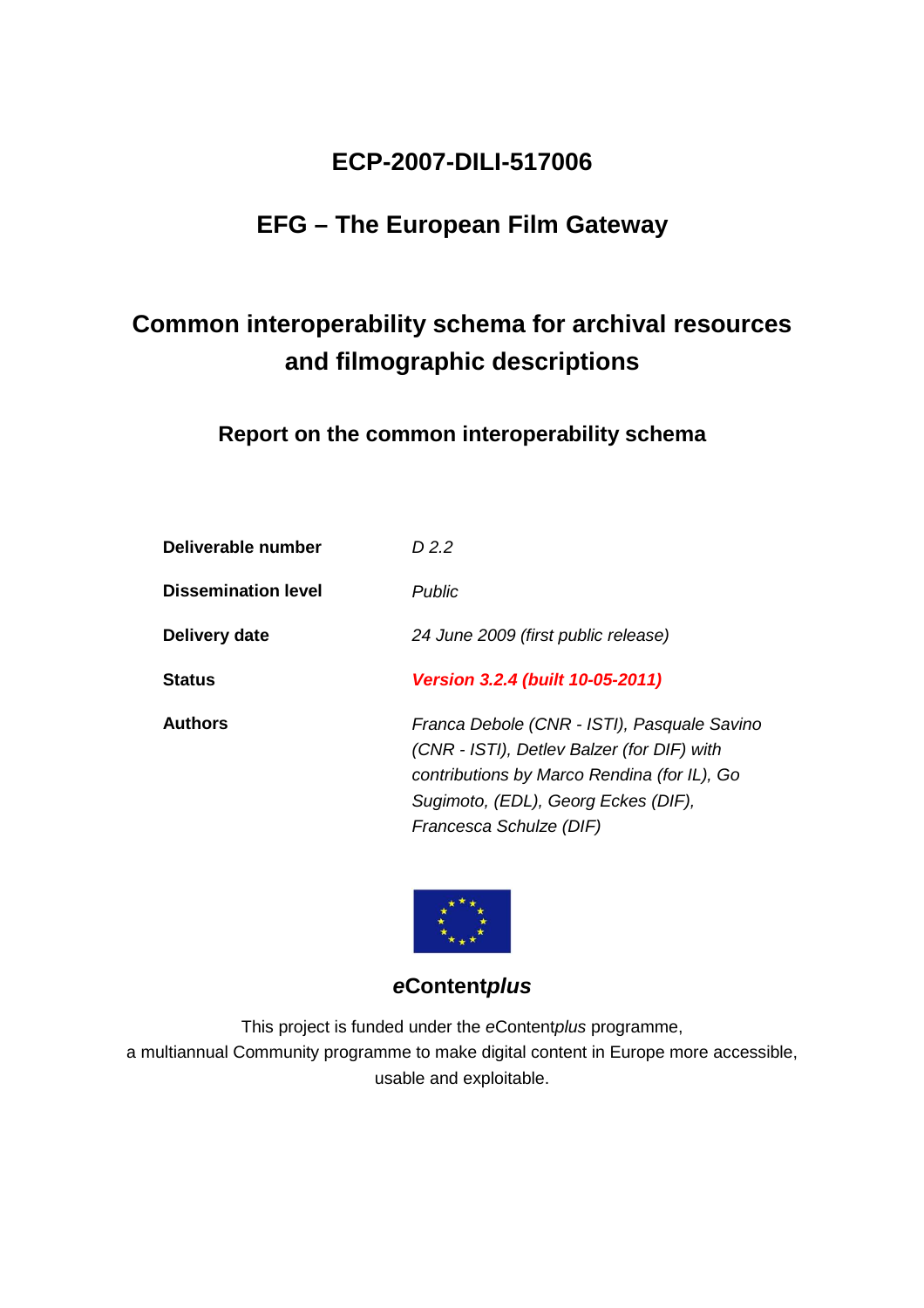# ECP-2007-DILI-517006

# EFG – The European Film Gateway

## Common interoperability schema for archival resources and filmographic descriptions

### Report on the common interoperability schema

| | |
|---|---|
| **Deliverable number** | *D 2.2* |
| **Dissemination level** | *Public* |
| **Delivery date** | *24 June 2009 (first public release)* |
| **Status** | ***Version 3.2.4 (built 10-05-2011)*** |
| **Authors** | *Franca Debole (CNR - ISTI), Pasquale Savino (CNR - ISTI), Detlev Balzer (for DIF) with contributions by Marco Rendina (for IL), Go Sugimoto, (EDL), Georg Eckes (DIF), Francesca Schulze (DIF)* |

***e*Content*plus***

This project is funded under the *e*Content*plus* programme,
a multiannual Community programme to make digital content in Europe more accessible, usable and exploitable.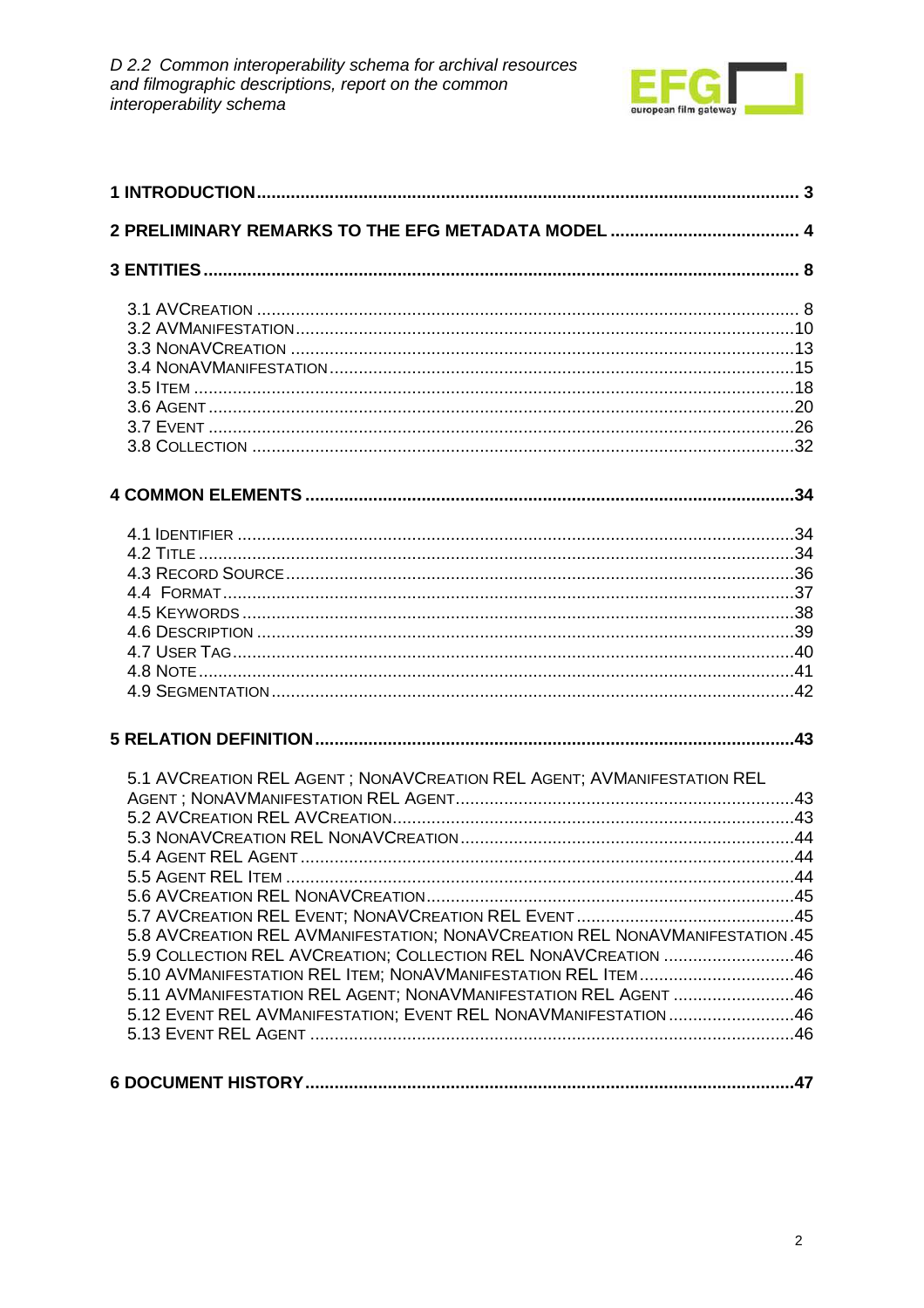1 INTRODUCTION .......... 3

2 PRELIMINARY REMARKS TO THE EFG METADATA MODEL .......... 4

3 ENTITIES .......... 8

- 3.1 AVCREATION .......... 8
- 3.2 AVMANIFESTATION .......... 10
- 3.3 NONAVCREATION .......... 13
- 3.4 NONAVMANIFESTATION .......... 15
- 3.5 ITEM .......... 18
- 3.6 AGENT .......... 20
- 3.7 EVENT .......... 26
- 3.8 COLLECTION .......... 32

4 COMMON ELEMENTS .......... 34

- 4.1 IDENTIFIER .......... 34
- 4.2 TITLE .......... 34
- 4.3 RECORD SOURCE .......... 36
- 4.4 FORMAT .......... 37
- 4.5 KEYWORDS .......... 38
- 4.6 DESCRIPTION .......... 39
- 4.7 USER TAG .......... 40
- 4.8 NOTE .......... 41
- 4.9 SEGMENTATION .......... 42

5 RELATION DEFINITION .......... 43

- 5.1 AVCREATION REL AGENT ; NONAVCREATION REL AGENT; AVMANIFESTATION REL AGENT ; NONAVMANIFESTATION REL AGENT .......... 43
- 5.2 AVCREATION REL AVCREATION .......... 43
- 5.3 NONAVCREATION REL NONAVCREATION .......... 44
- 5.4 AGENT REL AGENT .......... 44
- 5.5 AGENT REL ITEM .......... 44
- 5.6 AVCREATION REL NONAVCREATION .......... 45
- 5.7 AVCREATION REL EVENT; NONAVCREATION REL EVENT .......... 45
- 5.8 AVCREATION REL AVMANIFESTATION; NONAVCREATION REL NONAVMANIFESTATION .......... 45
- 5.9 COLLECTION REL AVCREATION; COLLECTION REL NONAVCREATION .......... 46
- 5.10 AVMANIFESTATION REL ITEM; NONAVMANIFESTATION REL ITEM .......... 46
- 5.11 AVMANIFESTATION REL AGENT; NONAVMANIFESTATION REL AGENT .......... 46
- 5.12 EVENT REL AVMANIFESTATION; EVENT REL NONAVMANIFESTATION .......... 46
- 5.13 EVENT REL AGENT .......... 46

6 DOCUMENT HISTORY .......... 47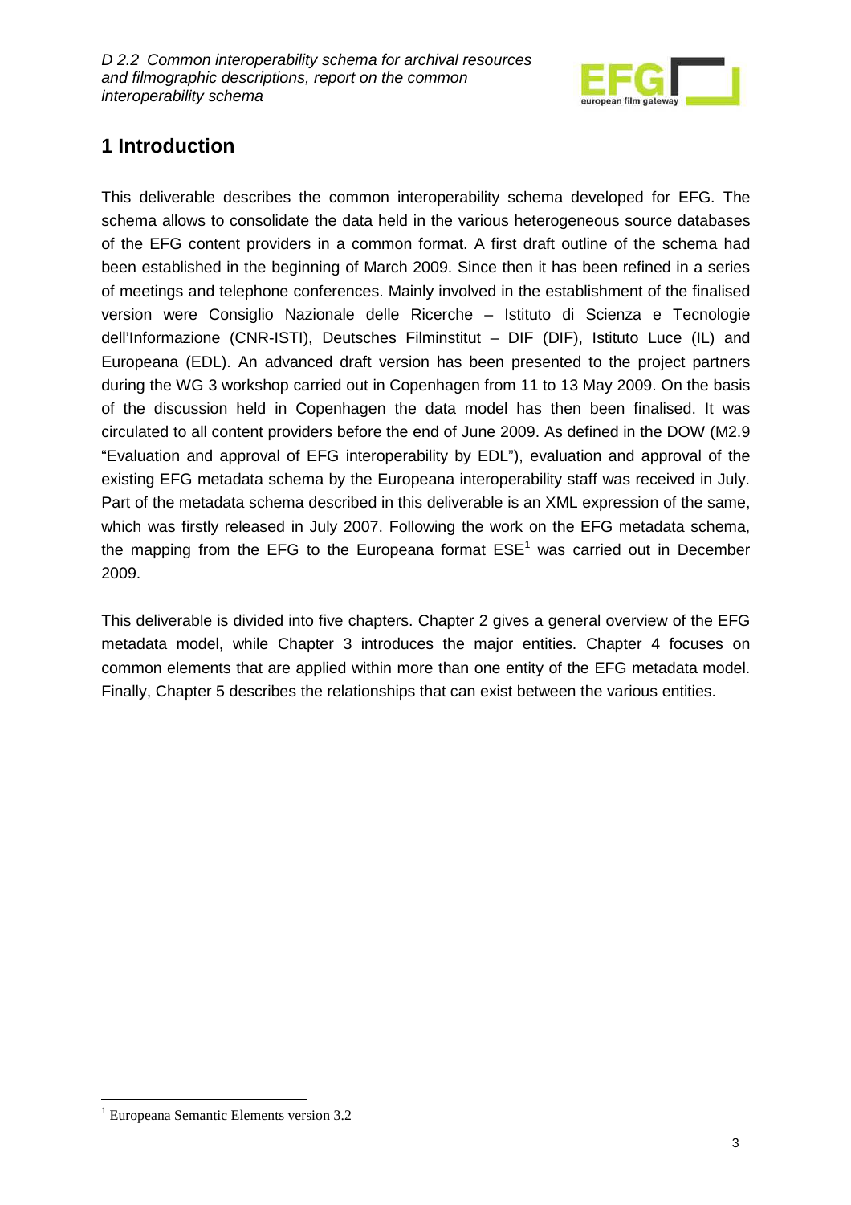# 1 Introduction

This deliverable describes the common interoperability schema developed for EFG. The schema allows to consolidate the data held in the various heterogeneous source databases of the EFG content providers in a common format. A first draft outline of the schema had been established in the beginning of March 2009. Since then it has been refined in a series of meetings and telephone conferences. Mainly involved in the establishment of the finalised version were Consiglio Nazionale delle Ricerche – Istituto di Scienza e Tecnologie dell'Informazione (CNR-ISTI), Deutsches Filminstitut – DIF (DIF), Istituto Luce (IL) and Europeana (EDL). An advanced draft version has been presented to the project partners during the WG 3 workshop carried out in Copenhagen from 11 to 13 May 2009. On the basis of the discussion held in Copenhagen the data model has then been finalised. It was circulated to all content providers before the end of June 2009. As defined in the DOW (M2.9 "Evaluation and approval of EFG interoperability by EDL"), evaluation and approval of the existing EFG metadata schema by the Europeana interoperability staff was received in July. Part of the metadata schema described in this deliverable is an XML expression of the same, which was firstly released in July 2007. Following the work on the EFG metadata schema, the mapping from the EFG to the Europeana format ESE[1] was carried out in December 2009.

This deliverable is divided into five chapters. Chapter 2 gives a general overview of the EFG metadata model, while Chapter 3 introduces the major entities. Chapter 4 focuses on common elements that are applied within more than one entity of the EFG metadata model. Finally, Chapter 5 describes the relationships that can exist between the various entities.

[1] Europeana Semantic Elements version 3.2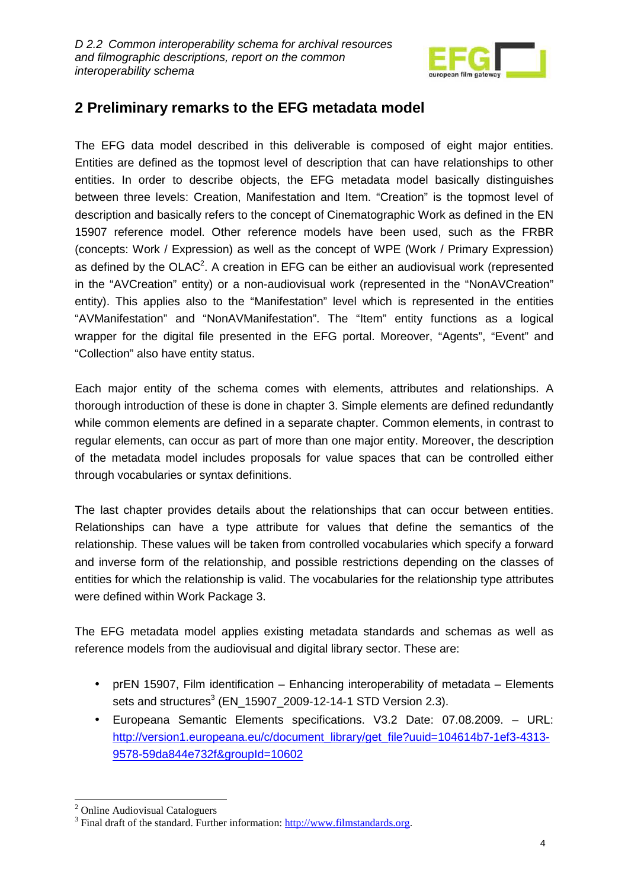## 2 Preliminary remarks to the EFG metadata model

The EFG data model described in this deliverable is composed of eight major entities. Entities are defined as the topmost level of description that can have relationships to other entities. In order to describe objects, the EFG metadata model basically distinguishes between three levels: Creation, Manifestation and Item. "Creation" is the topmost level of description and basically refers to the concept of Cinematographic Work as defined in the EN 15907 reference model. Other reference models have been used, such as the FRBR (concepts: Work / Expression) as well as the concept of WPE (Work / Primary Expression) as defined by the OLAC[2]. A creation in EFG can be either an audiovisual work (represented in the "AVCreation" entity) or a non-audiovisual work (represented in the "NonAVCreation" entity). This applies also to the "Manifestation" level which is represented in the entities "AVManifestation" and "NonAVManifestation". The "Item" entity functions as a logical wrapper for the digital file presented in the EFG portal. Moreover, "Agents", "Event" and "Collection" also have entity status.

Each major entity of the schema comes with elements, attributes and relationships. A thorough introduction of these is done in chapter 3. Simple elements are defined redundantly while common elements are defined in a separate chapter. Common elements, in contrast to regular elements, can occur as part of more than one major entity. Moreover, the description of the metadata model includes proposals for value spaces that can be controlled either through vocabularies or syntax definitions.

The last chapter provides details about the relationships that can occur between entities. Relationships can have a type attribute for values that define the semantics of the relationship. These values will be taken from controlled vocabularies which specify a forward and inverse form of the relationship, and possible restrictions depending on the classes of entities for which the relationship is valid. The vocabularies for the relationship type attributes were defined within Work Package 3.

The EFG metadata model applies existing metadata standards and schemas as well as reference models from the audiovisual and digital library sector. These are:

- prEN 15907, Film identification – Enhancing interoperability of metadata – Elements sets and structures[3] (EN_15907_2009-12-14-1 STD Version 2.3).
- Europeana Semantic Elements specifications. V3.2 Date: 07.08.2009. – URL: http://version1.europeana.eu/c/document_library/get_file?uuid=104614b7-1ef3-4313-9578-59da844e732f&groupId=10602

---

[2] Online Audiovisual Cataloguers

[3] Final draft of the standard. Further information: http://www.filmstandards.org.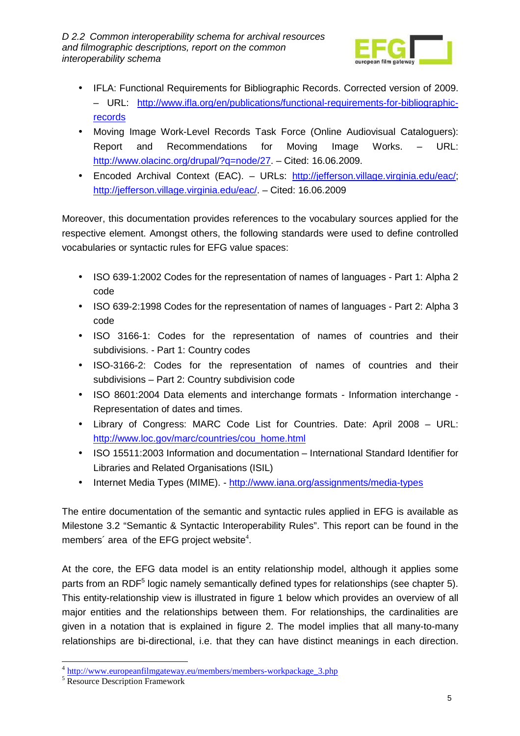- IFLA: Functional Requirements for Bibliographic Records. Corrected version of 2009. – URL: http://www.ifla.org/en/publications/functional-requirements-for-bibliographic-records
- Moving Image Work-Level Records Task Force (Online Audiovisual Catalogers): Report and Recommendations for Moving Image Works. – URL: http://www.olacinc.org/drupal/?q=node/27. – Cited: 16.06.2009.
- Encoded Archival Context (EAC). – URLs: http://jefferson.village.virginia.edu/eac/; http://jefferson.village.virginia.edu/eac/. – Cited: 16.06.2009

Moreover, this documentation provides references to the vocabulary sources applied for the respective element. Amongst others, the following standards were used to define controlled vocabularies or syntactic rules for EFG value spaces:

- ISO 639-1:2002 Codes for the representation of names of languages - Part 1: Alpha 2 code
- ISO 639-2:1998 Codes for the representation of names of languages - Part 2: Alpha 3 code
- ISO 3166-1: Codes for the representation of names of countries and their subdivisions. - Part 1: Country codes
- ISO-3166-2: Codes for the representation of names of countries and their subdivisions – Part 2: Country subdivision code
- ISO 8601:2004 Data elements and interchange formats - Information interchange - Representation of dates and times.
- Library of Congress: MARC Code List for Countries. Date: April 2008 – URL: http://www.loc.gov/marc/countries/cou_home.html
- ISO 15511:2003 Information and documentation – International Standard Identifier for Libraries and Related Organisations (ISIL)
- Internet Media Types (MIME). - http://www.iana.org/assignments/media-types

The entire documentation of the semantic and syntactic rules applied in EFG is available as Milestone 3.2 "Semantic & Syntactic Interoperability Rules". This report can be found in the members´ area of the EFG project website[4].

At the core, the EFG data model is an entity relationship model, although it applies some parts from an RDF[5] logic namely semantically defined types for relationships (see chapter 5). This entity-relationship view is illustrated in figure 1 below which provides an overview of all major entities and the relationships between them. For relationships, the cardinalities are given in a notation that is explained in figure 2. The model implies that all many-to-many relationships are bi-directional, i.e. that they can have distinct meanings in each direction.

---

[4] http://www.europeanfilmgateway.eu/members/members-workpackage_3.php

[5] Resource Description Framework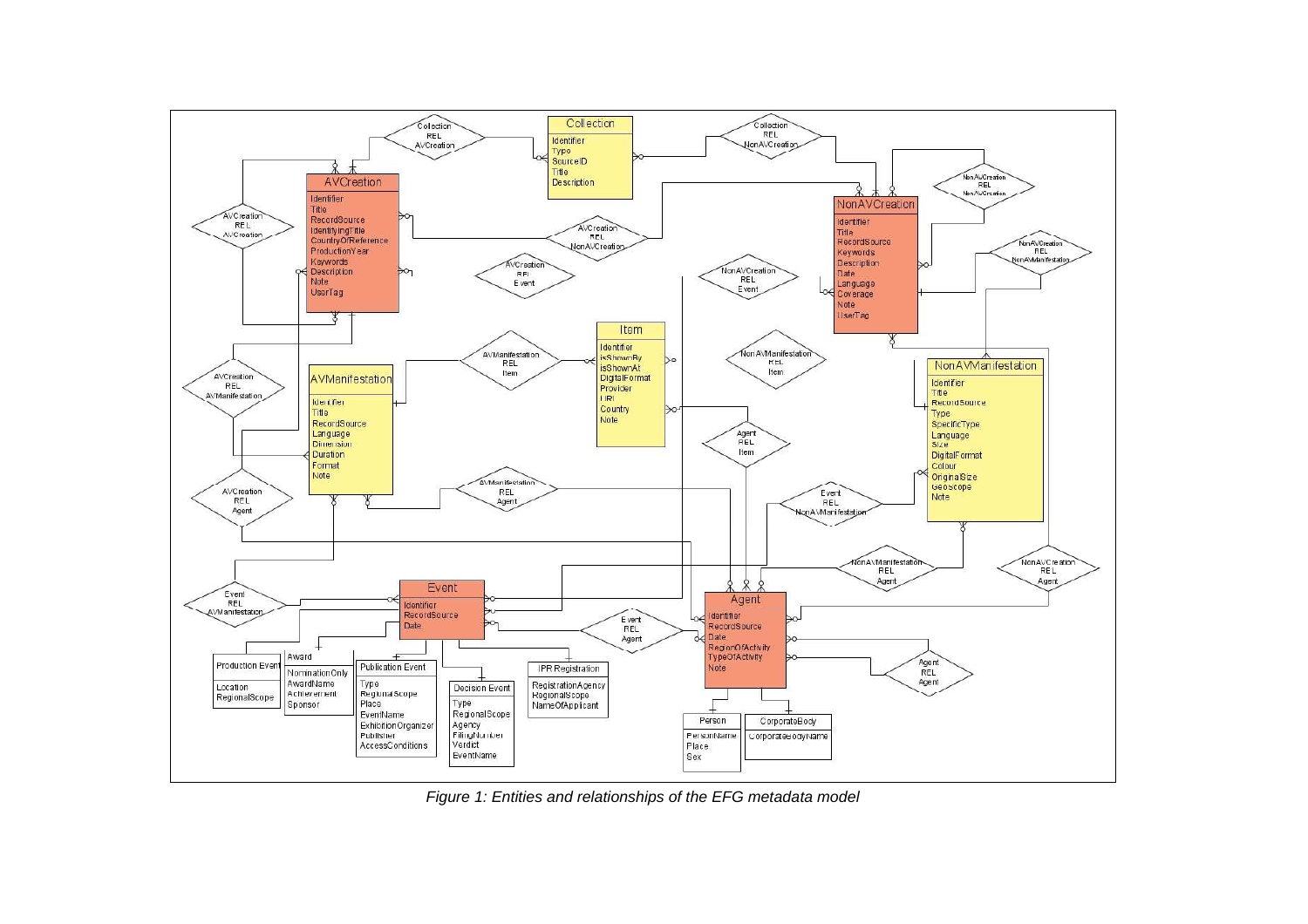*Figure 1: Entities and relationships of the EFG metadata model*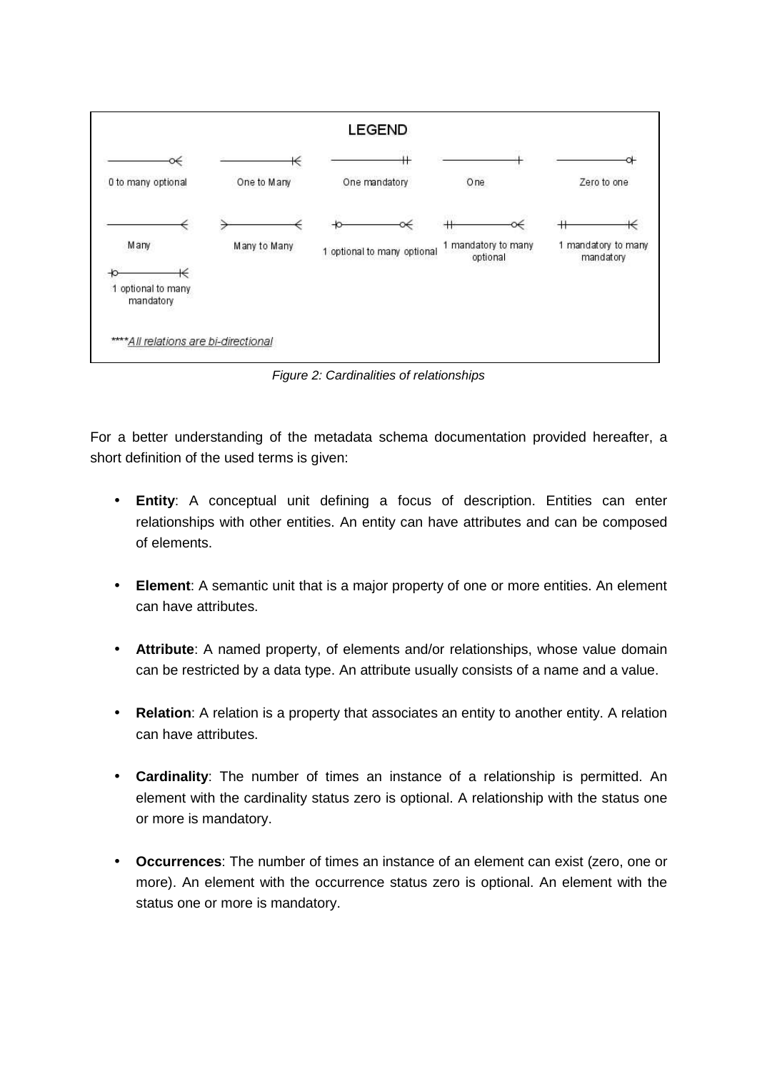| LEGEND | | | | |
|---|---|---|---|---|
| 0 to many optional | One to Many | One mandatory | One | Zero to one |
| Many | Many to Many | 1 optional to many optional | 1 mandatory to many optional | 1 mandatory to many mandatory |
| 1 optional to many mandatory | | | | |

****All relations are bi-directional

*Figure 2: Cardinalities of relationships*

For a better understanding of the metadata schema documentation provided hereafter, a short definition of the used terms is given:

- **Entity**: A conceptual unit defining a focus of description. Entities can enter relationships with other entities. An entity can have attributes and can be composed of elements.
- **Element**: A semantic unit that is a major property of one or more entities. An element can have attributes.
- **Attribute**: A named property, of elements and/or relationships, whose value domain can be restricted by a data type. An attribute usually consists of a name and a value.
- **Relation**: A relation is a property that associates an entity to another entity. A relation can have attributes.
- **Cardinality**: The number of times an instance of a relationship is permitted. An element with the cardinality status zero is optional. A relationship with the status one or more is mandatory.
- **Occurrences**: The number of times an instance of an element can exist (zero, one or more). An element with the occurrence status zero is optional. An element with the status one or more is mandatory.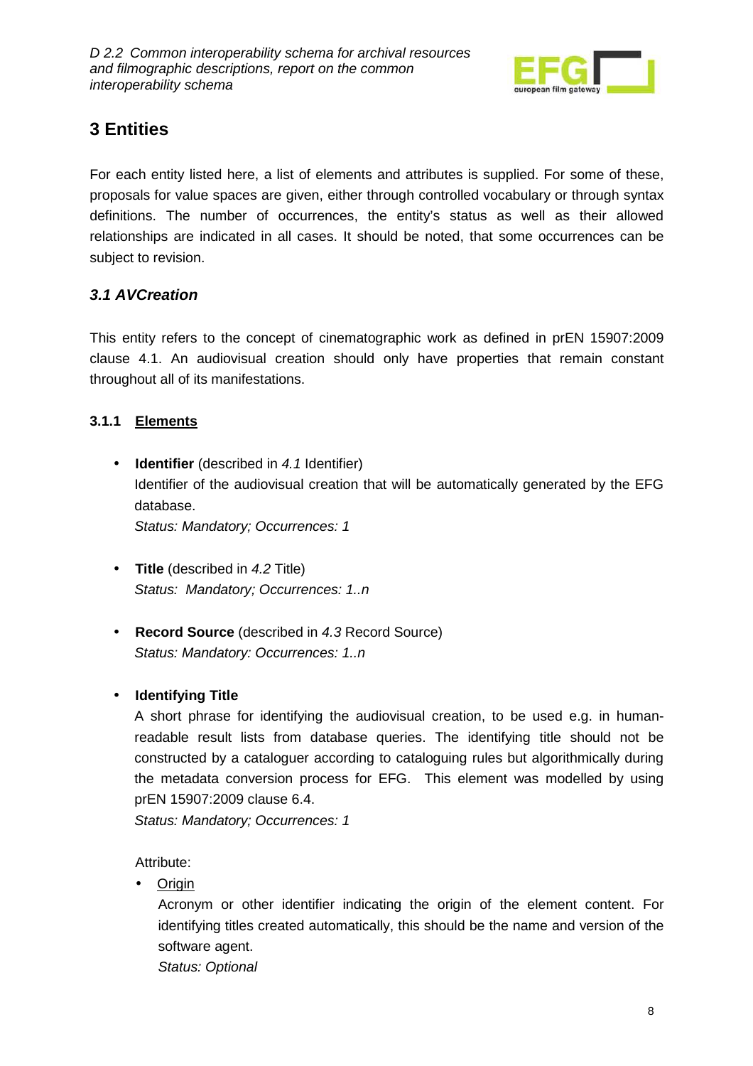# 3 Entities

For each entity listed here, a list of elements and attributes is supplied. For some of these, proposals for value spaces are given, either through controlled vocabulary or through syntax definitions. The number of occurrences, the entity's status as well as their allowed relationships are indicated in all cases. It should be noted, that some occurrences can be subject to revision.

## *3.1 AVCreation*

This entity refers to the concept of cinematographic work as defined in prEN 15907:2009 clause 4.1. An audiovisual creation should only have properties that remain constant throughout all of its manifestations.

### 3.1.1 Elements

- **Identifier** (described in *4.1* Identifier)
  Identifier of the audiovisual creation that will be automatically generated by the EFG database.
  *Status: Mandatory; Occurrences: 1*

- **Title** (described in *4.2* Title)
  *Status: Mandatory; Occurrences: 1..n*

- **Record Source** (described in *4.3* Record Source)
  *Status: Mandatory: Occurrences: 1..n*

- **Identifying Title**
  A short phrase for identifying the audiovisual creation, to be used e.g. in human-readable result lists from database queries. The identifying title should not be constructed by a cataloguer according to cataloguing rules but algorithmically during the metadata conversion process for EFG. This element was modelled by using prEN 15907:2009 clause 6.4.
  *Status: Mandatory; Occurrences: 1*

  Attribute:

  - Origin
    Acronym or other identifier indicating the origin of the element content. For identifying titles created automatically, this should be the name and version of the software agent.
    *Status: Optional*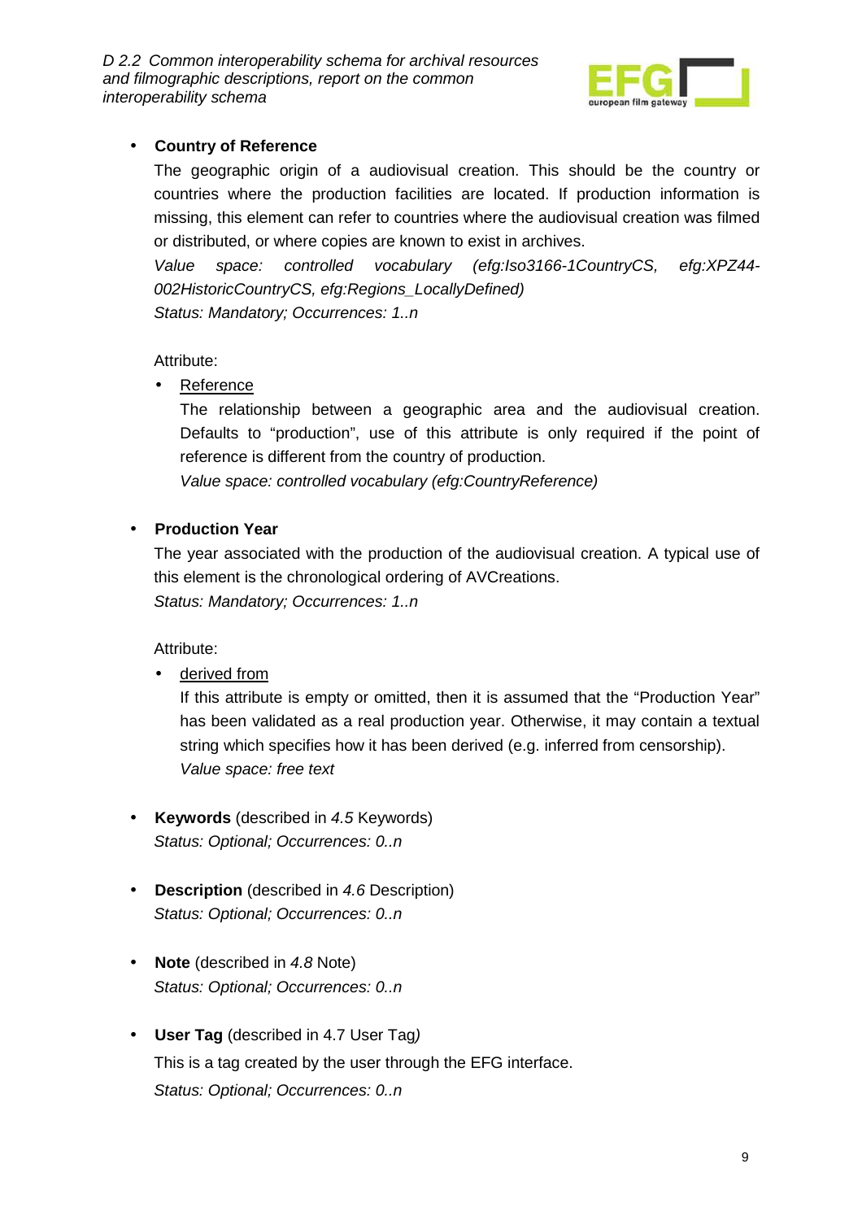- **Country of Reference**

  The geographic origin of a audiovisual creation. This should be the country or countries where the production facilities are located. If production information is missing, this element can refer to countries where the audiovisual creation was filmed or distributed, or where copies are known to exist in archives.

  *Value space: controlled vocabulary (efg:Iso3166-1CountryCS, efg:XPZ44-002HistoricCountryCS, efg:Regions_LocallyDefined)*

  *Status: Mandatory; Occurrences: 1..n*

  Attribute:

  - <u>Reference</u>

    The relationship between a geographic area and the audiovisual creation. Defaults to "production", use of this attribute is only required if the point of reference is different from the country of production.

    *Value space: controlled vocabulary (efg:CountryReference)*

- **Production Year**

  The year associated with the production of the audiovisual creation. A typical use of this element is the chronological ordering of AVCreations.

  *Status: Mandatory; Occurrences: 1..n*

  Attribute:

  - <u>derived from</u>

    If this attribute is empty or omitted, then it is assumed that the "Production Year" has been validated as a real production year. Otherwise, it may contain a textual string which specifies how it has been derived (e.g. inferred from censorship).

    *Value space: free text*

- **Keywords** (described in *4.5* Keywords)

  *Status: Optional; Occurrences: 0..n*

- **Description** (described in *4.6* Description)

  *Status: Optional; Occurrences: 0..n*

- **Note** (described in *4.8* Note)

  *Status: Optional; Occurrences: 0..n*

- **User Tag** (described in 4.7 User Tag*)*

  This is a tag created by the user through the EFG interface.

  *Status: Optional; Occurrences: 0..n*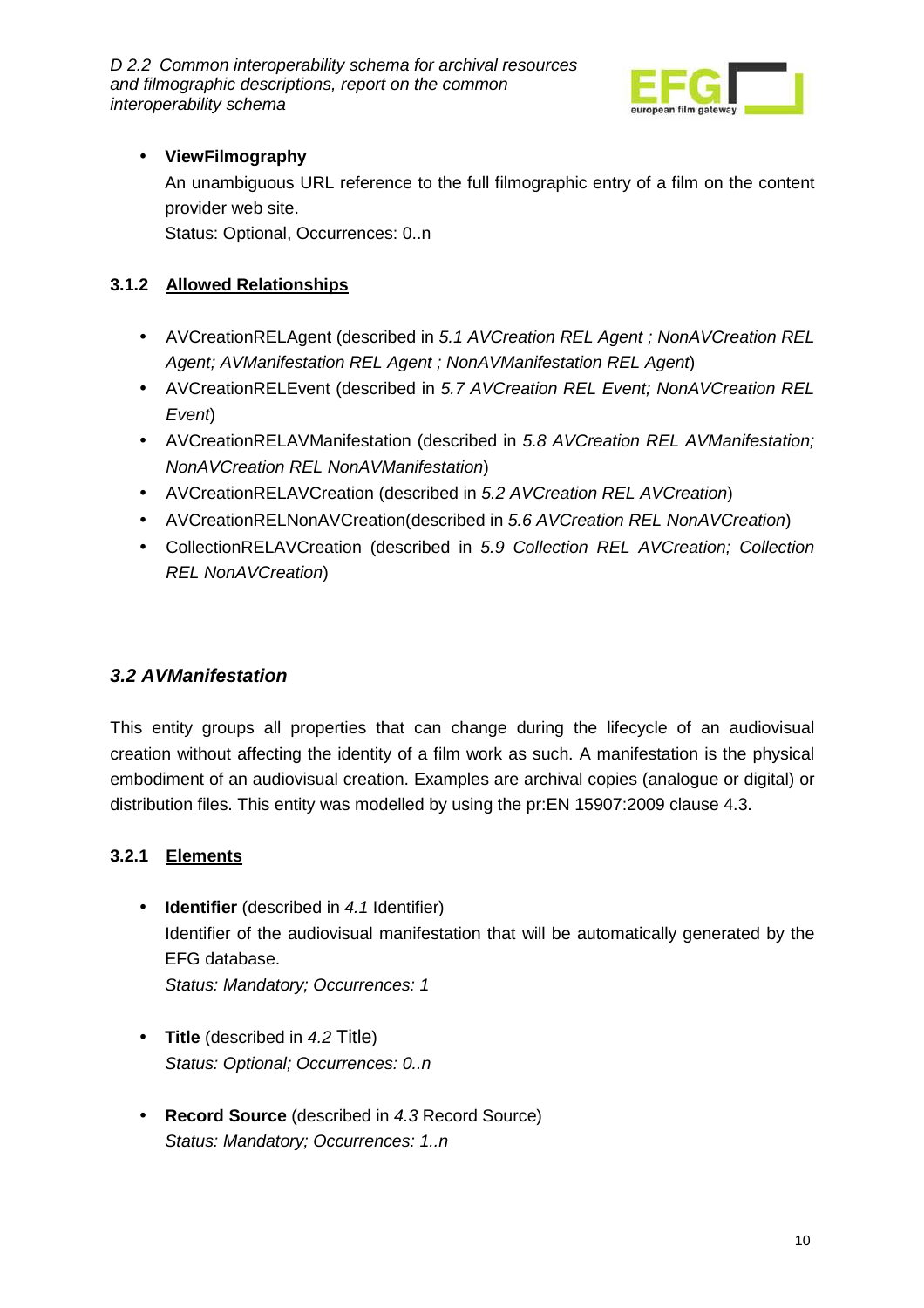- **ViewFilmography**

  An unambiguous URL reference to the full filmographic entry of a film on the content provider web site.

  Status: Optional, Occurrences: 0..n

### 3.1.2 Allowed Relationships

- AVCreationRELAgent (described in *5.1 AVCreation REL Agent ; NonAVCreation REL Agent; AVManifestation REL Agent ; NonAVManifestation REL Agent*)
- AVCreationRELEvent (described in *5.7 AVCreation REL Event; NonAVCreation REL Event*)
- AVCreationRELAVManifestation (described in *5.8 AVCreation REL AVManifestation; NonAVCreation REL NonAVManifestation*)
- AVCreationRELAVCreation (described in *5.2 AVCreation REL AVCreation*)
- AVCreationRELNonAVCreation(described in *5.6 AVCreation REL NonAVCreation*)
- CollectionRELAVCreation (described in *5.9 Collection REL AVCreation; Collection REL NonAVCreation*)

## *3.2 AVManifestation*

This entity groups all properties that can change during the lifecycle of an audiovisual creation without affecting the identity of a film work as such. A manifestation is the physical embodiment of an audiovisual creation. Examples are archival copies (analogue or digital) or distribution files. This entity was modelled by using the pr:EN 15907:2009 clause 4.3.

### 3.2.1 Elements

- **Identifier** (described in *4.1* Identifier)

  Identifier of the audiovisual manifestation that will be automatically generated by the EFG database.

  *Status: Mandatory; Occurrences: 1*

- **Title** (described in *4.2* Title)

  *Status: Optional; Occurrences: 0..n*

- **Record Source** (described in *4.3* Record Source)

  *Status: Mandatory; Occurrences: 1..n*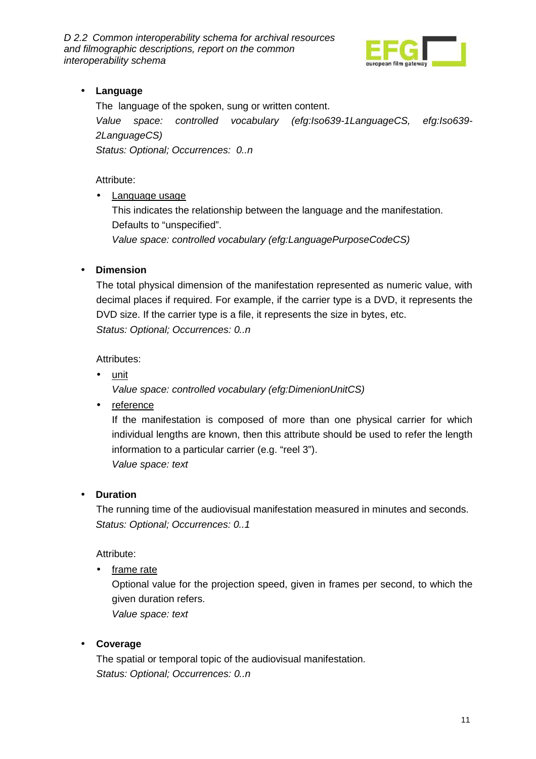- **Language**

  The language of the spoken, sung or written content.

  *Value space: controlled vocabulary (efg:Iso639-1LanguageCS, efg:Iso639-2LanguageCS)*

  *Status: Optional; Occurrences: 0..n*

  Attribute:

  - <u>Language usage</u>

    This indicates the relationship between the language and the manifestation. Defaults to “unspecified”.

    *Value space: controlled vocabulary (efg:LanguagePurposeCodeCS)*

- **Dimension**

  The total physical dimension of the manifestation represented as numeric value, with decimal places if required. For example, if the carrier type is a DVD, it represents the DVD size. If the carrier type is a file, it represents the size in bytes, etc.

  *Status: Optional; Occurrences: 0..n*

  Attributes:

  - <u>unit</u>

    *Value space: controlled vocabulary (efg:DimenionUnitCS)*

  - <u>reference</u>

    If the manifestation is composed of more than one physical carrier for which individual lengths are known, then this attribute should be used to refer the length information to a particular carrier (e.g. “reel 3”).

    *Value space: text*

- **Duration**

  The running time of the audiovisual manifestation measured in minutes and seconds.

  *Status: Optional; Occurrences: 0..1*

  Attribute:

  - <u>frame rate</u>

    Optional value for the projection speed, given in frames per second, to which the given duration refers.

    *Value space: text*

- **Coverage**

  The spatial or temporal topic of the audiovisual manifestation.

  *Status: Optional; Occurrences: 0..n*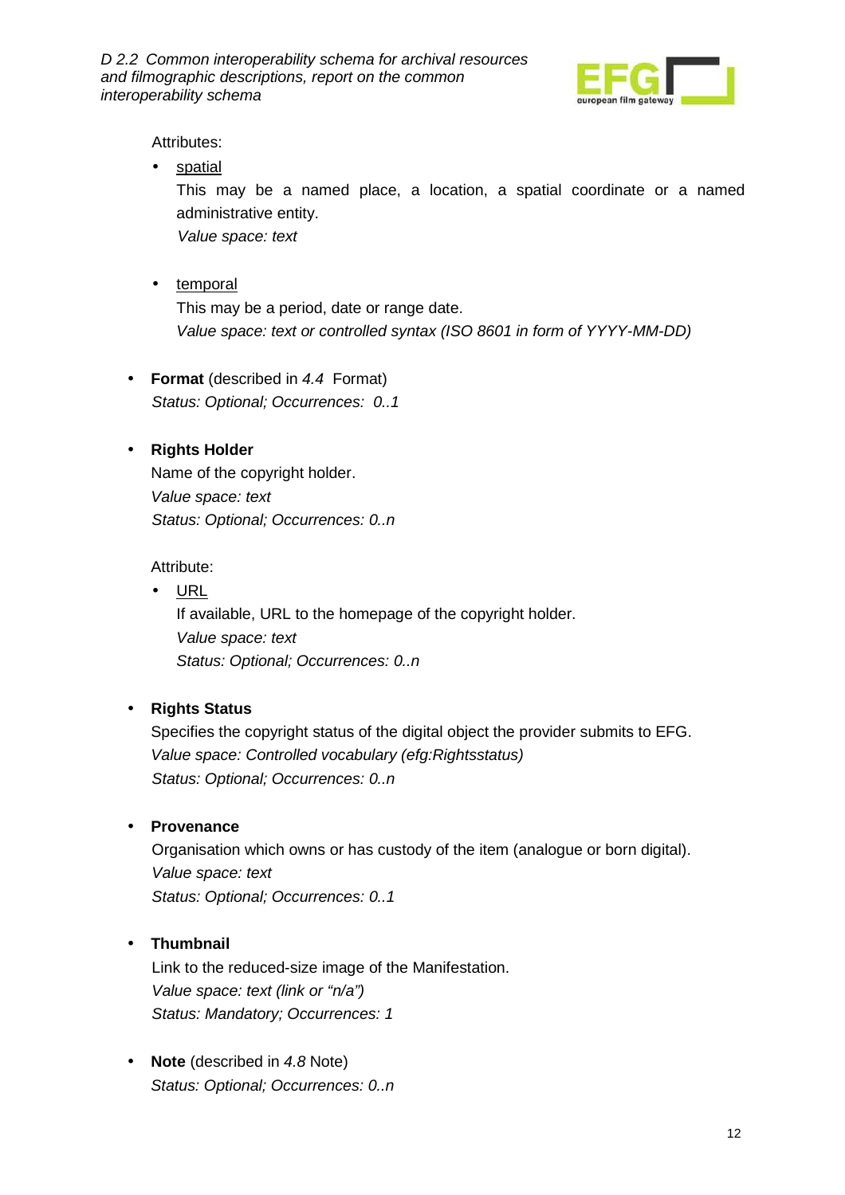Attributes:

- spatial

  This may be a named place, a location, a spatial coordinate or a named administrative entity.

  *Value space: text*

- temporal

  This may be a period, date or range date.

  *Value space: text or controlled syntax (ISO 8601 in form of YYYY-MM-DD)*

- **Format** (described in *4.4* Format)

  *Status: Optional; Occurrences: 0..1*

- **Rights Holder**

  Name of the copyright holder.

  *Value space: text*

  *Status: Optional; Occurrences: 0..n*

  Attribute:

  - URL

    If available, URL to the homepage of the copyright holder.

    *Value space: text*

    *Status: Optional; Occurrences: 0..n*

- **Rights Status**

  Specifies the copyright status of the digital object the provider submits to EFG.

  *Value space: Controlled vocabulary (efg:Rightsstatus)*

  *Status: Optional; Occurrences: 0..n*

- **Provenance**

  Organisation which owns or has custody of the item (analogue or born digital).

  *Value space: text*

  *Status: Optional; Occurrences: 0..1*

- **Thumbnail**

  Link to the reduced-size image of the Manifestation.

  *Value space: text (link or "n/a")*

  *Status: Mandatory; Occurrences: 1*

- **Note** (described in *4.8* Note)

  *Status: Optional; Occurrences: 0..n*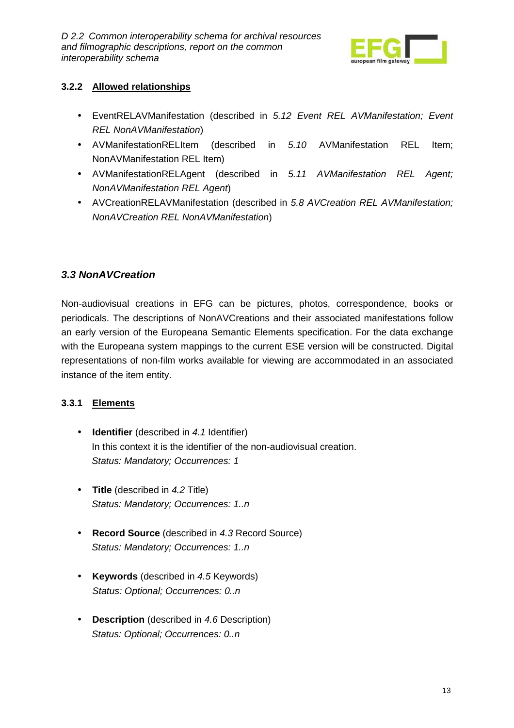### 3.2.2 Allowed relationships

- EventRELAVManifestation (described in *5.12 Event REL AVManifestation; Event REL NonAVManifestation*)
- AVManifestationRELItem (described in *5.10* AVManifestation REL Item; NonAVManifestation REL Item)
- AVManifestationRELAgent (described in *5.11 AVManifestation REL Agent; NonAVManifestation REL Agent*)
- AVCreationRELAVManifestation (described in *5.8 AVCreation REL AVManifestation; NonAVCreation REL NonAVManifestation*)

## *3.3 NonAVCreation*

Non-audiovisual creations in EFG can be pictures, photos, correspondence, books or periodicals. The descriptions of NonAVCreations and their associated manifestations follow an early version of the Europeana Semantic Elements specification. For the data exchange with the Europeana system mappings to the current ESE version will be constructed. Digital representations of non-film works available for viewing are accommodated in an associated instance of the item entity.

### 3.3.1 Elements

- **Identifier** (described in *4.1* Identifier)
  In this context it is the identifier of the non-audiovisual creation.
  *Status: Mandatory; Occurrences: 1*

- **Title** (described in *4.2* Title)
  *Status: Mandatory; Occurrences: 1..n*

- **Record Source** (described in *4.3* Record Source)
  *Status: Mandatory; Occurrences: 1..n*

- **Keywords** (described in *4.5* Keywords)
  *Status: Optional; Occurrences: 0..n*

- **Description** (described in *4.6* Description)
  *Status: Optional; Occurrences: 0..n*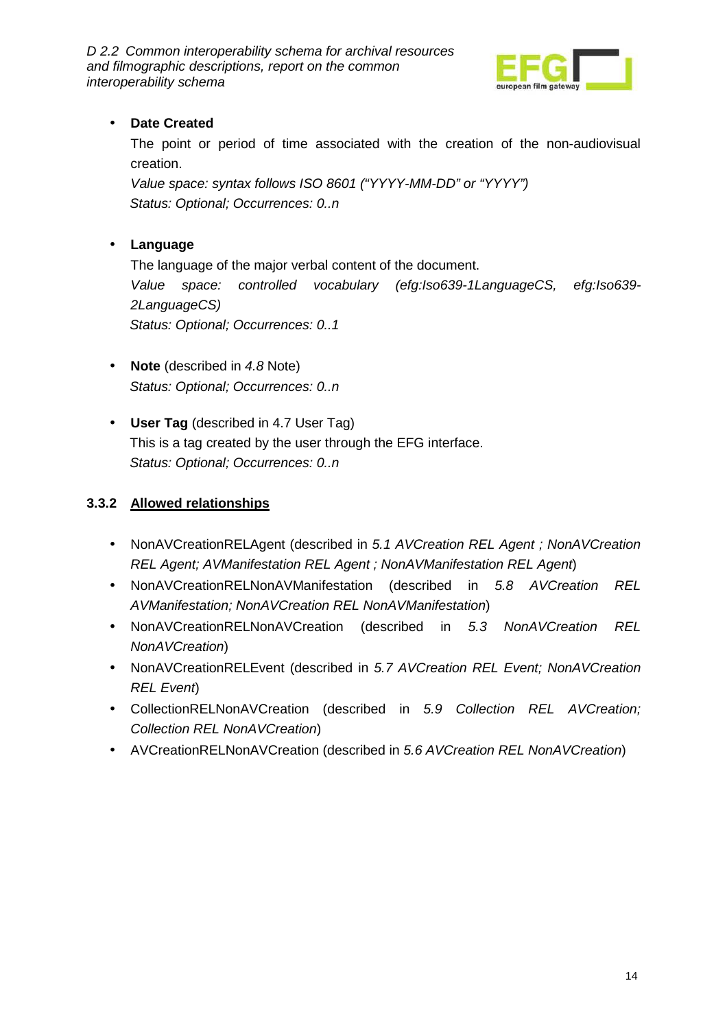- **Date Created**

  The point or period of time associated with the creation of the non-audiovisual creation.

  *Value space: syntax follows ISO 8601 ("YYYY-MM-DD" or "YYYY")*

  *Status: Optional; Occurrences: 0..n*

- **Language**

  The language of the major verbal content of the document.

  *Value space: controlled vocabulary (efg:Iso639-1LanguageCS, efg:Iso639-2LanguageCS)*

  *Status: Optional; Occurrences: 0..1*

- **Note** (described in *4.8* Note)

  *Status: Optional; Occurrences: 0..n*

- **User Tag** (described in 4.7 User Tag)

  This is a tag created by the user through the EFG interface.

  *Status: Optional; Occurrences: 0..n*

### 3.3.2 Allowed relationships

- NonAVCreationRELAgent (described in *5.1 AVCreation REL Agent ; NonAVCreation REL Agent; AVManifestation REL Agent ; NonAVManifestation REL Agent*)
- NonAVCreationRELNonAVManifestation (described in *5.8 AVCreation REL AVManifestation; NonAVCreation REL NonAVManifestation*)
- NonAVCreationRELNonAVCreation (described in *5.3 NonAVCreation REL NonAVCreation*)
- NonAVCreationRELEvent (described in *5.7 AVCreation REL Event; NonAVCreation REL Event*)
- CollectionRELNonAVCreation (described in *5.9 Collection REL AVCreation; Collection REL NonAVCreation*)
- AVCreationRELNonAVCreation (described in *5.6 AVCreation REL NonAVCreation*)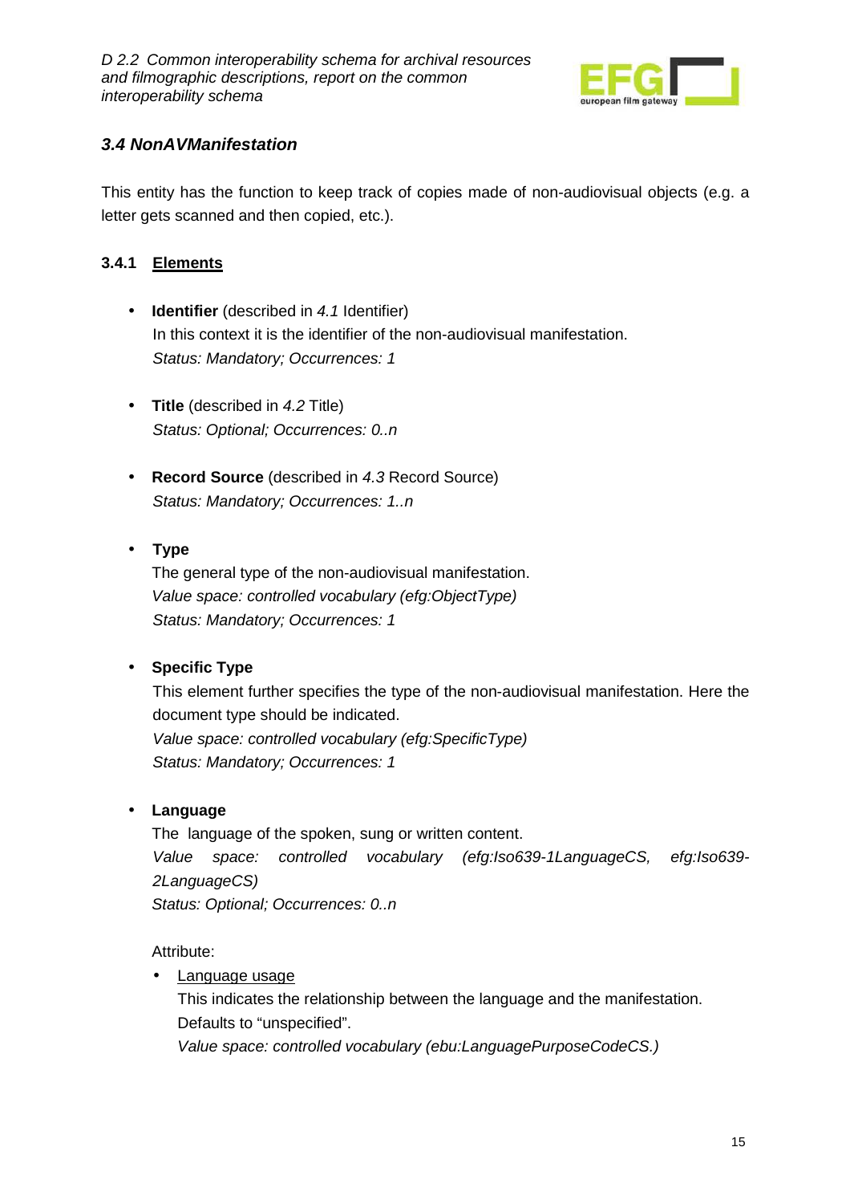### *3.4 NonAVManifestation*

This entity has the function to keep track of copies made of non-audiovisual objects (e.g. a letter gets scanned and then copied, etc.).

#### 3.4.1 <u>Elements</u>

- **Identifier** (described in *4.1* Identifier)
  In this context it is the identifier of the non-audiovisual manifestation.
  *Status: Mandatory; Occurrences: 1*

- **Title** (described in *4.2* Title)
  *Status: Optional; Occurrences: 0..n*

- **Record Source** (described in *4.3* Record Source)
  *Status: Mandatory; Occurrences: 1..n*

- **Type**
  The general type of the non-audiovisual manifestation.
  *Value space: controlled vocabulary (efg:ObjectType)*
  *Status: Mandatory; Occurrences: 1*

- **Specific Type**
  This element further specifies the type of the non-audiovisual manifestation. Here the document type should be indicated.
  *Value space: controlled vocabulary (efg:SpecificType)*
  *Status: Mandatory; Occurrences: 1*

- **Language**
  The language of the spoken, sung or written content.
  *Value space: controlled vocabulary (efg:Iso639-1LanguageCS, efg:Iso639-2LanguageCS)*
  *Status: Optional; Occurrences: 0..n*

  Attribute:

  - <u>Language usage</u>
    This indicates the relationship between the language and the manifestation. Defaults to "unspecified".
    *Value space: controlled vocabulary (ebu:LanguagePurposeCodeCS.)*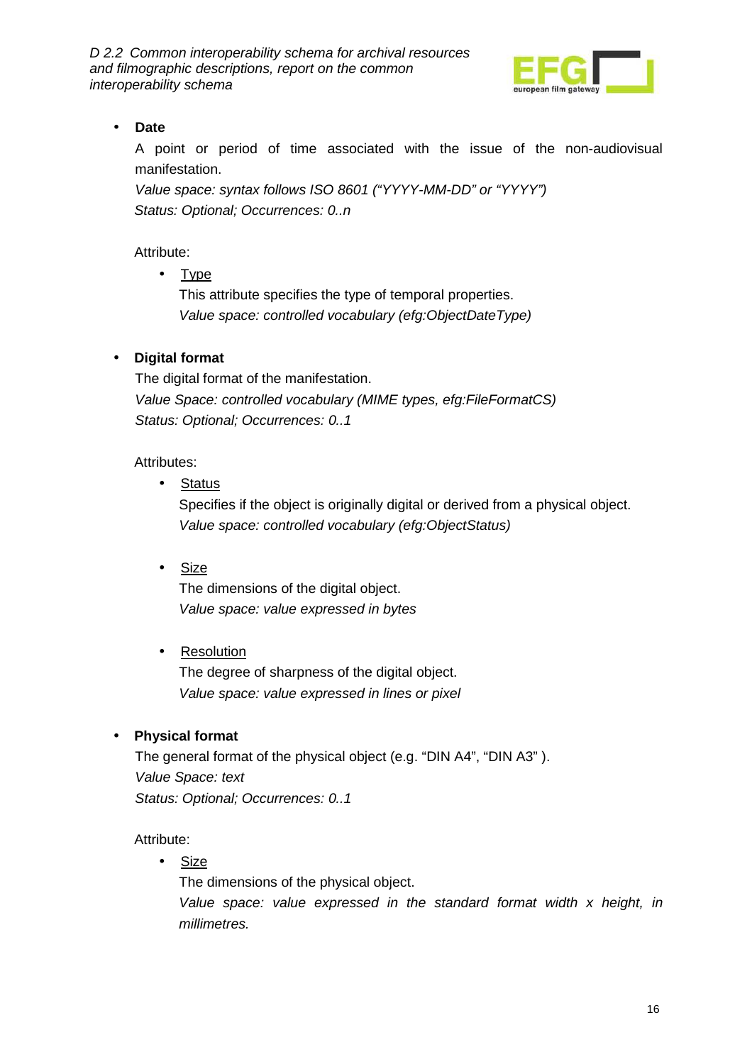- **Date**

  A point or period of time associated with the issue of the non-audiovisual manifestation.

  *Value space: syntax follows ISO 8601 ("YYYY-MM-DD" or "YYYY")*

  *Status: Optional; Occurrences: 0..n*

  Attribute:

  - Type

    This attribute specifies the type of temporal properties.

    *Value space: controlled vocabulary (efg:ObjectDateType)*

- **Digital format**

  The digital format of the manifestation.

  *Value Space: controlled vocabulary (MIME types, efg:FileFormatCS)*

  *Status: Optional; Occurrences: 0..1*

  Attributes:

  - Status

    Specifies if the object is originally digital or derived from a physical object.

    *Value space: controlled vocabulary (efg:ObjectStatus)*

  - Size

    The dimensions of the digital object.

    *Value space: value expressed in bytes*

  - Resolution

    The degree of sharpness of the digital object.

    *Value space: value expressed in lines or pixel*

- **Physical format**

  The general format of the physical object (e.g. "DIN A4", "DIN A3" ).

  *Value Space: text*

  *Status: Optional; Occurrences: 0..1*

  Attribute:

  - Size

    The dimensions of the physical object.

    *Value space: value expressed in the standard format width x height, in millimetres.*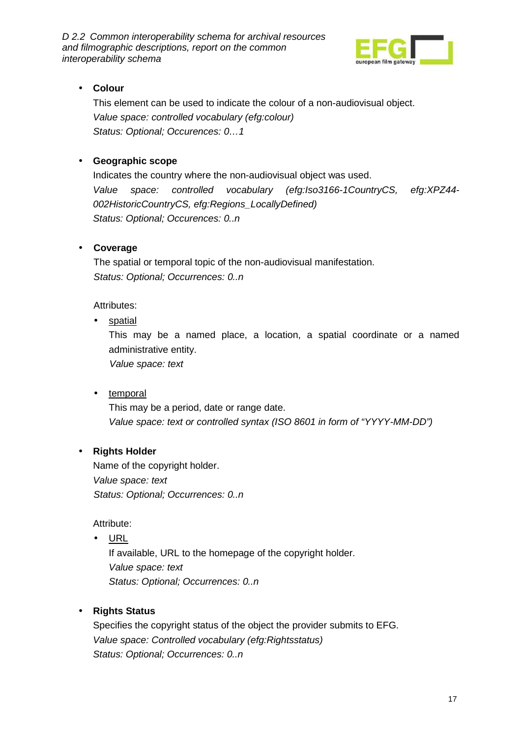- **Colour**

  This element can be used to indicate the colour of a non-audiovisual object.
  *Value space: controlled vocabulary (efg:colour)*
  *Status: Optional; Occurences: 0…1*

- **Geographic scope**

  Indicates the country where the non-audiovisual object was used.
  *Value space: controlled vocabulary (efg:Iso3166-1CountryCS, efg:XPZ44-002HistoricCountryCS, efg:Regions_LocallyDefined)*
  *Status: Optional; Occurences: 0..n*

- **Coverage**

  The spatial or temporal topic of the non-audiovisual manifestation.
  *Status: Optional; Occurrences: 0..n*

  Attributes:

  - spatial

    This may be a named place, a location, a spatial coordinate or a named administrative entity.
    *Value space: text*

  - temporal

    This may be a period, date or range date.
    *Value space: text or controlled syntax (ISO 8601 in form of "YYYY-MM-DD")*

- **Rights Holder**

  Name of the copyright holder.
  *Value space: text*
  *Status: Optional; Occurrences: 0..n*

  Attribute:

  - URL

    If available, URL to the homepage of the copyright holder.
    *Value space: text*
    *Status: Optional; Occurrences: 0..n*

- **Rights Status**

  Specifies the copyright status of the object the provider submits to EFG.
  *Value space: Controlled vocabulary (efg:Rightsstatus)*
  *Status: Optional; Occurrences: 0..n*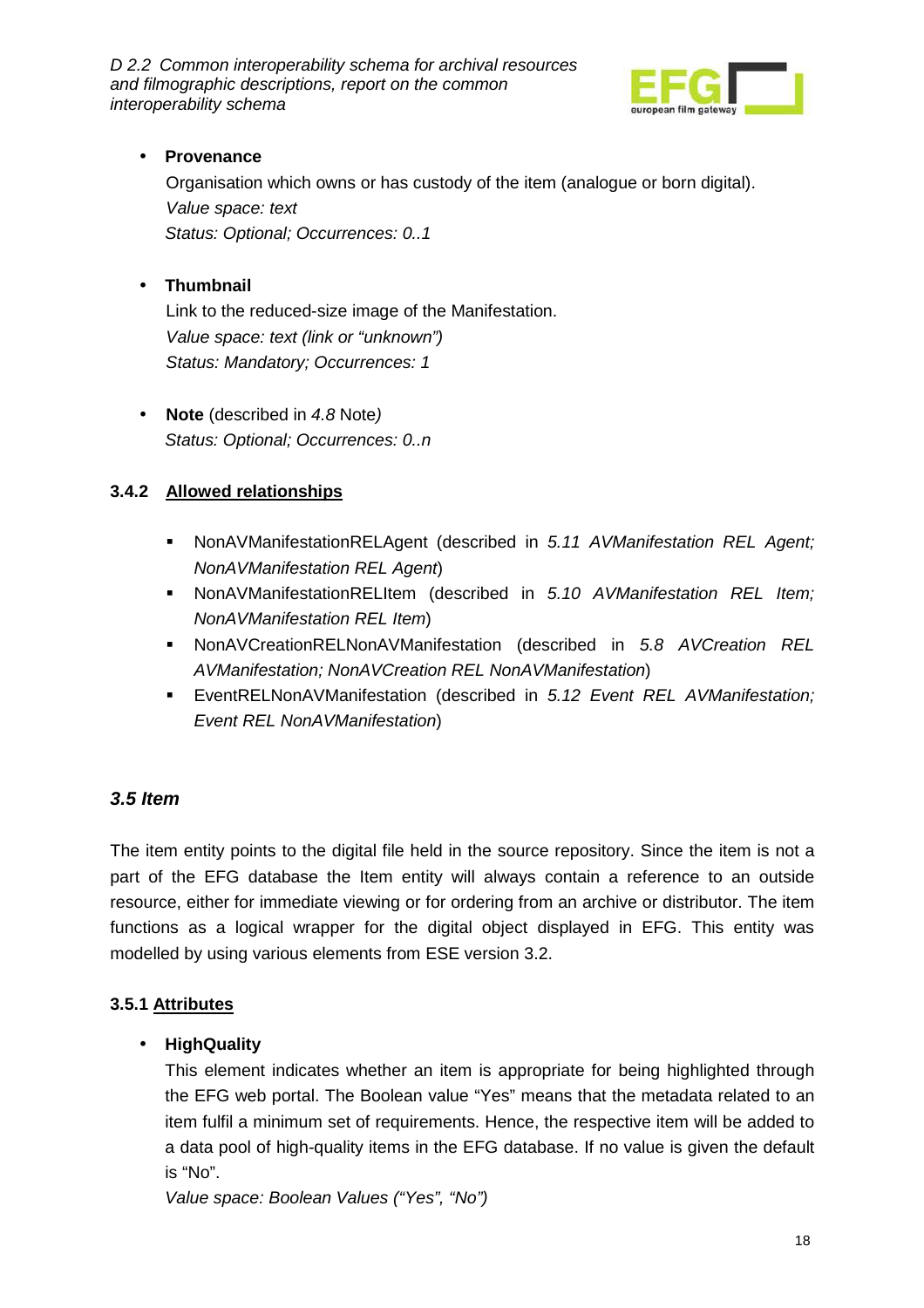- **Provenance**

  Organisation which owns or has custody of the item (analogue or born digital).
  *Value space: text*
  *Status: Optional; Occurrences: 0..1*

- **Thumbnail**

  Link to the reduced-size image of the Manifestation.
  *Value space: text (link or "unknown")*
  *Status: Mandatory; Occurrences: 1*

- **Note** (described in *4.8* Note*)*
  *Status: Optional; Occurrences: 0..n*

### 3.4.2 Allowed relationships

- NonAVManifestationRELAgent (described in *5.11 AVManifestation REL Agent; NonAVManifestation REL Agent*)
- NonAVManifestationRELItem (described in *5.10 AVManifestation REL Item; NonAVManifestation REL Item*)
- NonAVCreationRELNonAVManifestation (described in *5.8 AVCreation REL AVManifestation; NonAVCreation REL NonAVManifestation*)
- EventRELNonAVManifestation (described in *5.12 Event REL AVManifestation; Event REL NonAVManifestation*)

## *3.5 Item*

The item entity points to the digital file held in the source repository. Since the item is not a part of the EFG database the Item entity will always contain a reference to an outside resource, either for immediate viewing or for ordering from an archive or distributor. The item functions as a logical wrapper for the digital object displayed in EFG. This entity was modelled by using various elements from ESE version 3.2.

### 3.5.1 Attributes

- **HighQuality**

  This element indicates whether an item is appropriate for being highlighted through the EFG web portal. The Boolean value "Yes" means that the metadata related to an item fulfil a minimum set of requirements. Hence, the respective item will be added to a data pool of high-quality items in the EFG database. If no value is given the default is "No".
  *Value space: Boolean Values ("Yes", "No")*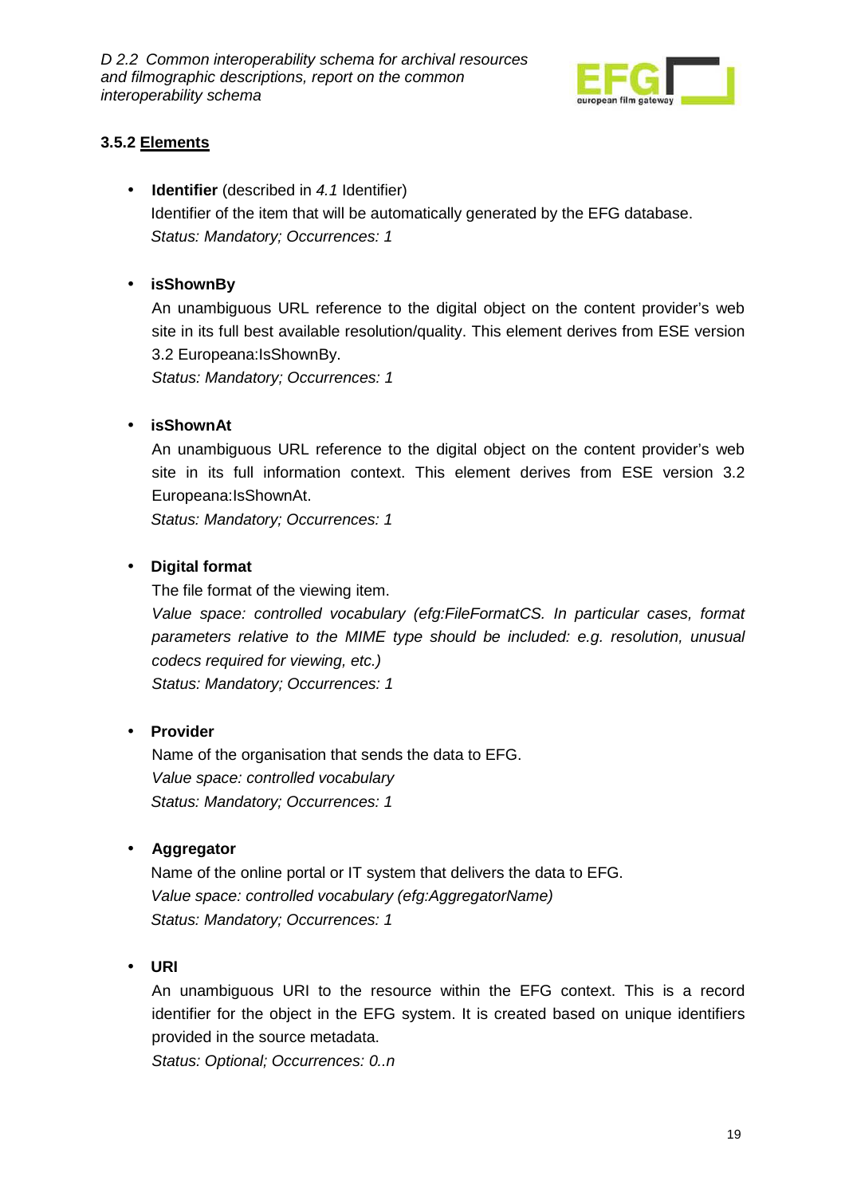### 3.5.2 Elements

- **Identifier** (described in *4.1* Identifier)
  Identifier of the item that will be automatically generated by the EFG database.
  *Status: Mandatory; Occurrences: 1*

- **isShownBy**
  An unambiguous URL reference to the digital object on the content provider's web site in its full best available resolution/quality. This element derives from ESE version 3.2 Europeana:IsShownBy.
  *Status: Mandatory; Occurrences: 1*

- **isShownAt**
  An unambiguous URL reference to the digital object on the content provider's web site in its full information context. This element derives from ESE version 3.2 Europeana:IsShownAt.
  *Status: Mandatory; Occurrences: 1*

- **Digital format**
  The file format of the viewing item.
  *Value space: controlled vocabulary (efg:FileFormatCS. In particular cases, format parameters relative to the MIME type should be included: e.g. resolution, unusual codecs required for viewing, etc.)*
  *Status: Mandatory; Occurrences: 1*

- **Provider**
  Name of the organisation that sends the data to EFG.
  *Value space: controlled vocabulary*
  *Status: Mandatory; Occurrences: 1*

- **Aggregator**
  Name of the online portal or IT system that delivers the data to EFG.
  *Value space: controlled vocabulary (efg:AggregatorName)*
  *Status: Mandatory; Occurrences: 1*

- **URI**
  An unambiguous URI to the resource within the EFG context. This is a record identifier for the object in the EFG system. It is created based on unique identifiers provided in the source metadata.
  *Status: Optional; Occurrences: 0..n*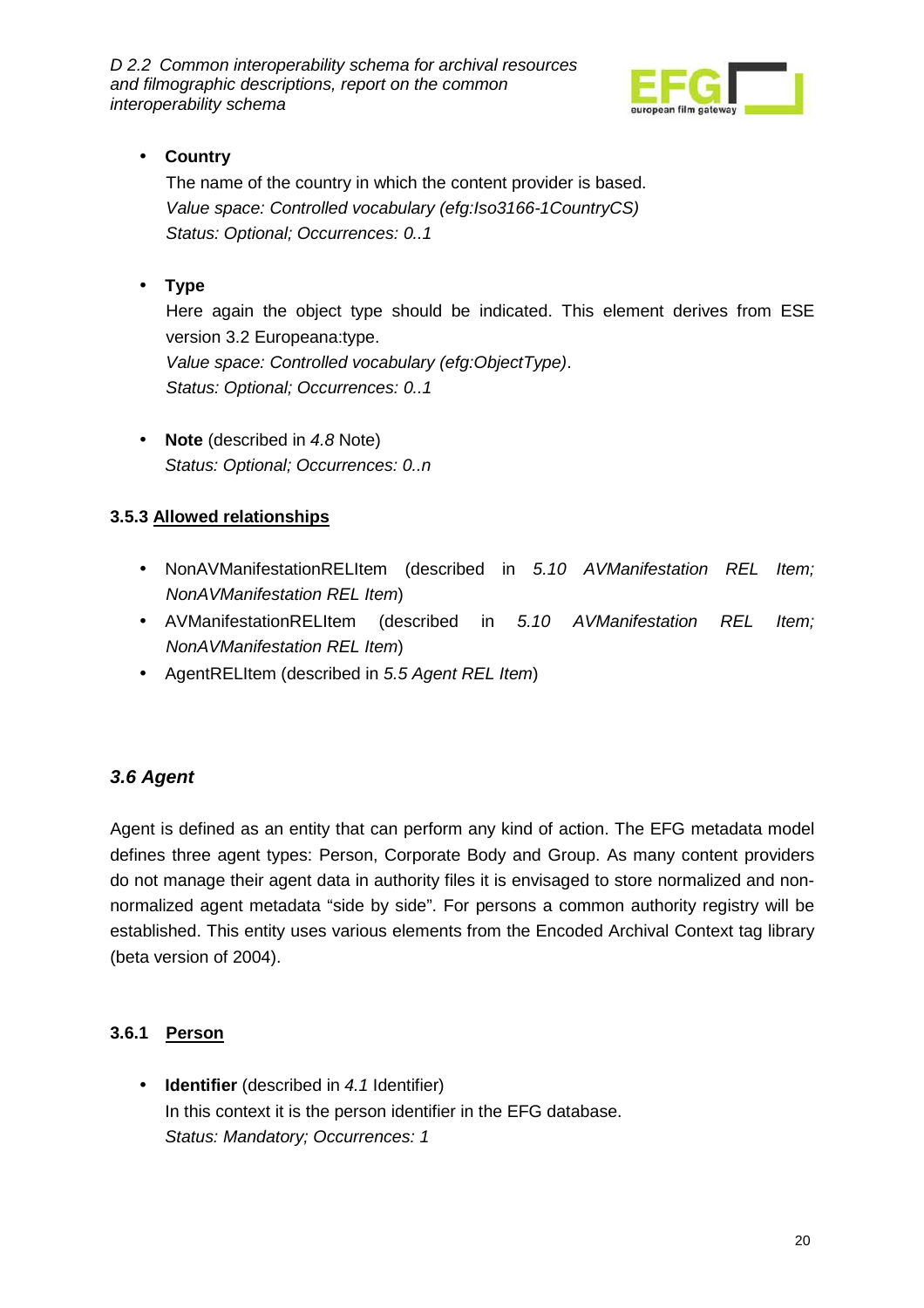- **Country**

  The name of the country in which the content provider is based.
  *Value space: Controlled vocabulary (efg:Iso3166-1CountryCS)*
  *Status: Optional; Occurrences: 0..1*

- **Type**

  Here again the object type should be indicated. This element derives from ESE version 3.2 Europeana:type.
  *Value space: Controlled vocabulary (efg:ObjectType)*.
  *Status: Optional; Occurrences: 0..1*

- **Note** (described in *4.8* Note)
  *Status: Optional; Occurrences: 0..n*

### 3.5.3 Allowed relationships

- NonAVManifestationRELItem (described in *5.10 AVManifestation REL Item; NonAVManifestation REL Item*)
- AVManifestationRELItem (described in *5.10 AVManifestation REL Item; NonAVManifestation REL Item*)
- AgentRELItem (described in *5.5 Agent REL Item*)

## *3.6 Agent*

Agent is defined as an entity that can perform any kind of action. The EFG metadata model defines three agent types: Person, Corporate Body and Group. As many content providers do not manage their agent data in authority files it is envisaged to store normalized and non-normalized agent metadata "side by side". For persons a common authority registry will be established. This entity uses various elements from the Encoded Archival Context tag library (beta version of 2004).

### 3.6.1 Person

- **Identifier** (described in *4.1* Identifier)
  In this context it is the person identifier in the EFG database.
  *Status: Mandatory; Occurrences: 1*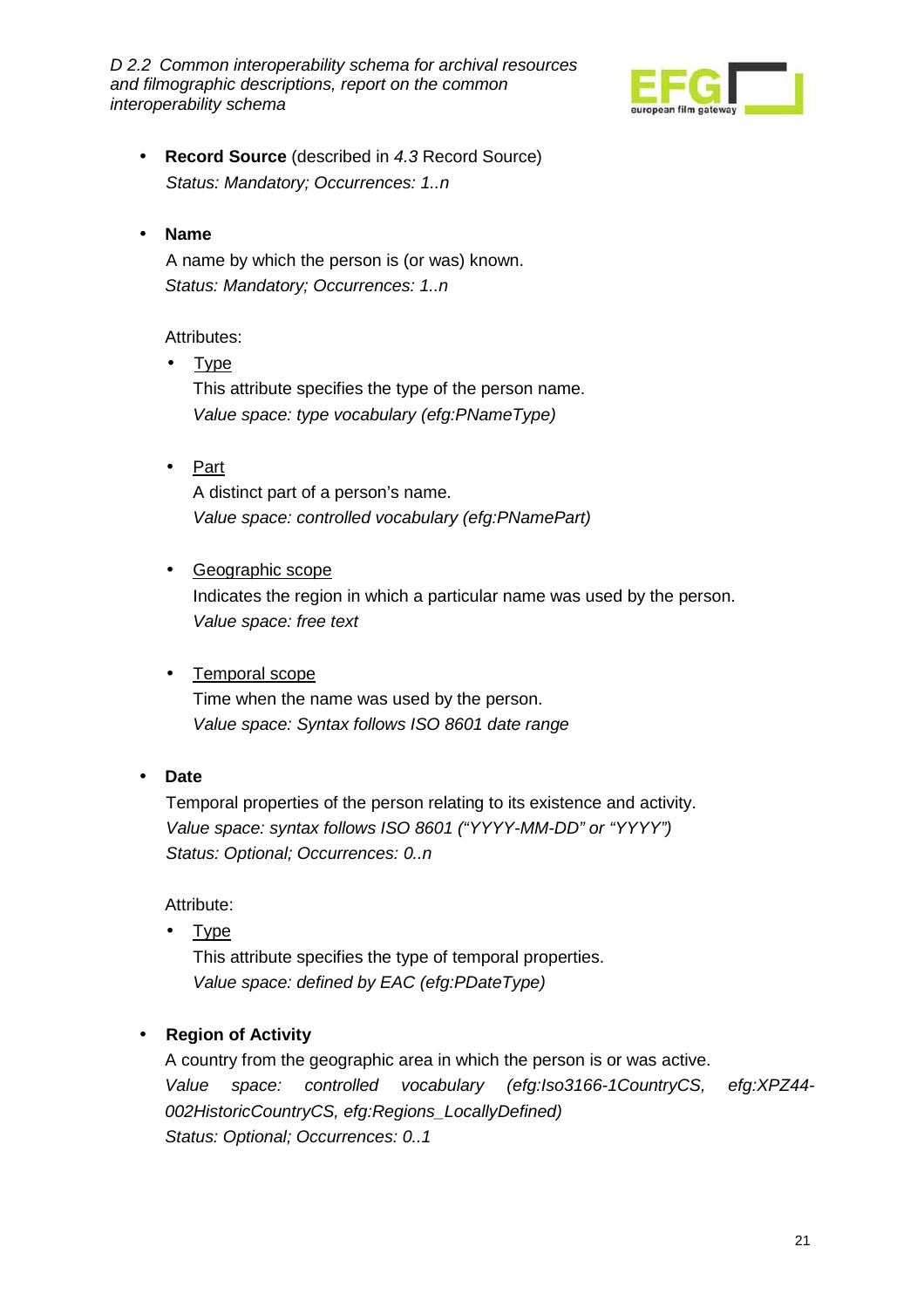- **Record Source** (described in *4.3* Record Source)
  *Status: Mandatory; Occurrences: 1..n*

- **Name**
  A name by which the person is (or was) known.
  *Status: Mandatory; Occurrences: 1..n*

  Attributes:

  - <u>Type</u>
    This attribute specifies the type of the person name.
    *Value space: type vocabulary (efg:PNameType)*

  - <u>Part</u>
    A distinct part of a person's name.
    *Value space: controlled vocabulary (efg:PNamePart)*

  - <u>Geographic scope</u>
    Indicates the region in which a particular name was used by the person.
    *Value space: free text*

  - <u>Temporal scope</u>
    Time when the name was used by the person.
    *Value space: Syntax follows ISO 8601 date range*

- **Date**
  Temporal properties of the person relating to its existence and activity.
  *Value space: syntax follows ISO 8601 ("YYYY-MM-DD" or "YYYY")*
  *Status: Optional; Occurrences: 0..n*

  Attribute:

  - <u>Type</u>
    This attribute specifies the type of temporal properties.
    *Value space: defined by EAC (efg:PDateType)*

- **Region of Activity**
  A country from the geographic area in which the person is or was active.
  *Value space: controlled vocabulary (efg:Iso3166-1CountryCS, efg:XPZ44-002HistoricCountryCS, efg:Regions_LocallyDefined)*
  *Status: Optional; Occurrences: 0..1*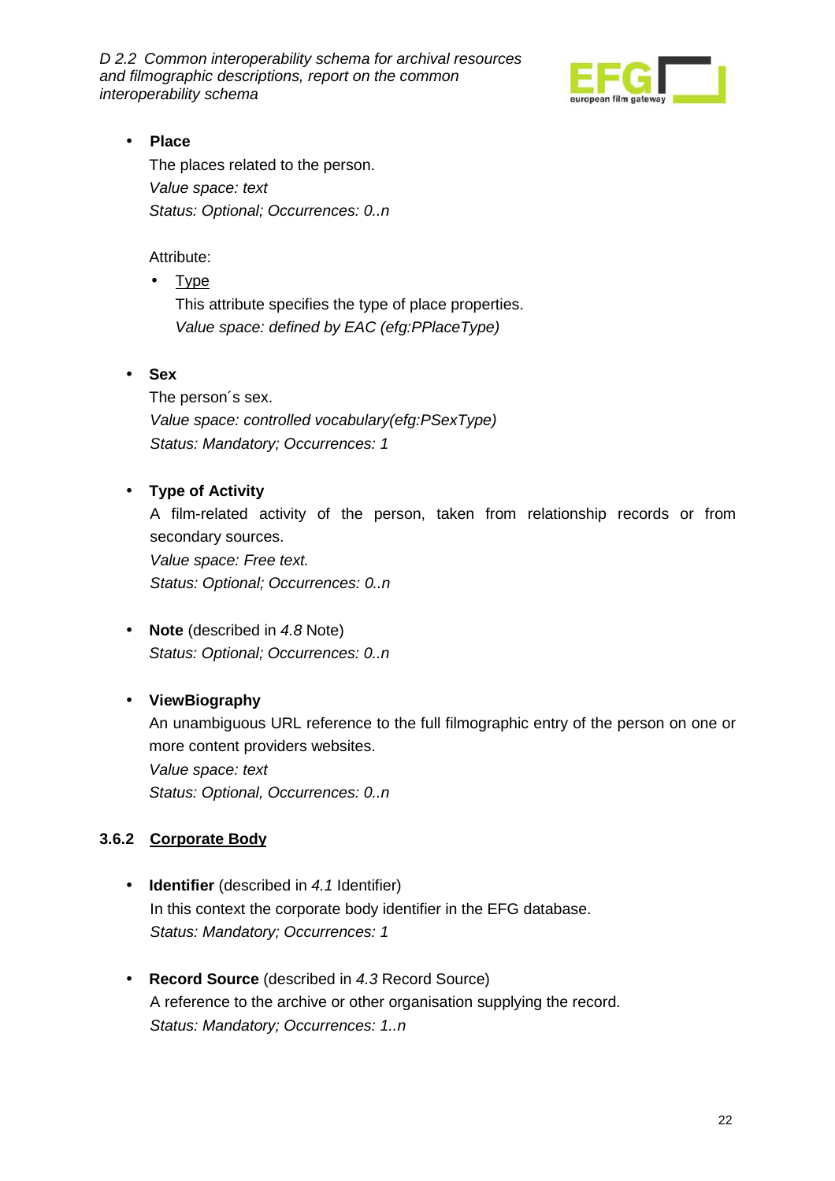- **Place**

  The places related to the person.

  *Value space: text*

  *Status: Optional; Occurrences: 0..n*

  Attribute:

  - Type

    This attribute specifies the type of place properties.

    *Value space: defined by EAC (efg:PPlaceType)*

- **Sex**

  The person´s sex.

  *Value space: controlled vocabulary(efg:PSexType)*

  *Status: Mandatory; Occurrences: 1*

- **Type of Activity**

  A film-related activity of the person, taken from relationship records or from secondary sources.

  *Value space: Free text.*

  *Status: Optional; Occurrences: 0..n*

- **Note** (described in *4.8* Note)

  *Status: Optional; Occurrences: 0..n*

- **ViewBiography**

  An unambiguous URL reference to the full filmographic entry of the person on one or more content providers websites.

  *Value space: text*

  *Status: Optional, Occurrences: 0..n*

### 3.6.2 Corporate Body

- **Identifier** (described in *4.1* Identifier)

  In this context the corporate body identifier in the EFG database.

  *Status: Mandatory; Occurrences: 1*

- **Record Source** (described in *4.3* Record Source)

  A reference to the archive or other organisation supplying the record.

  *Status: Mandatory; Occurrences: 1..n*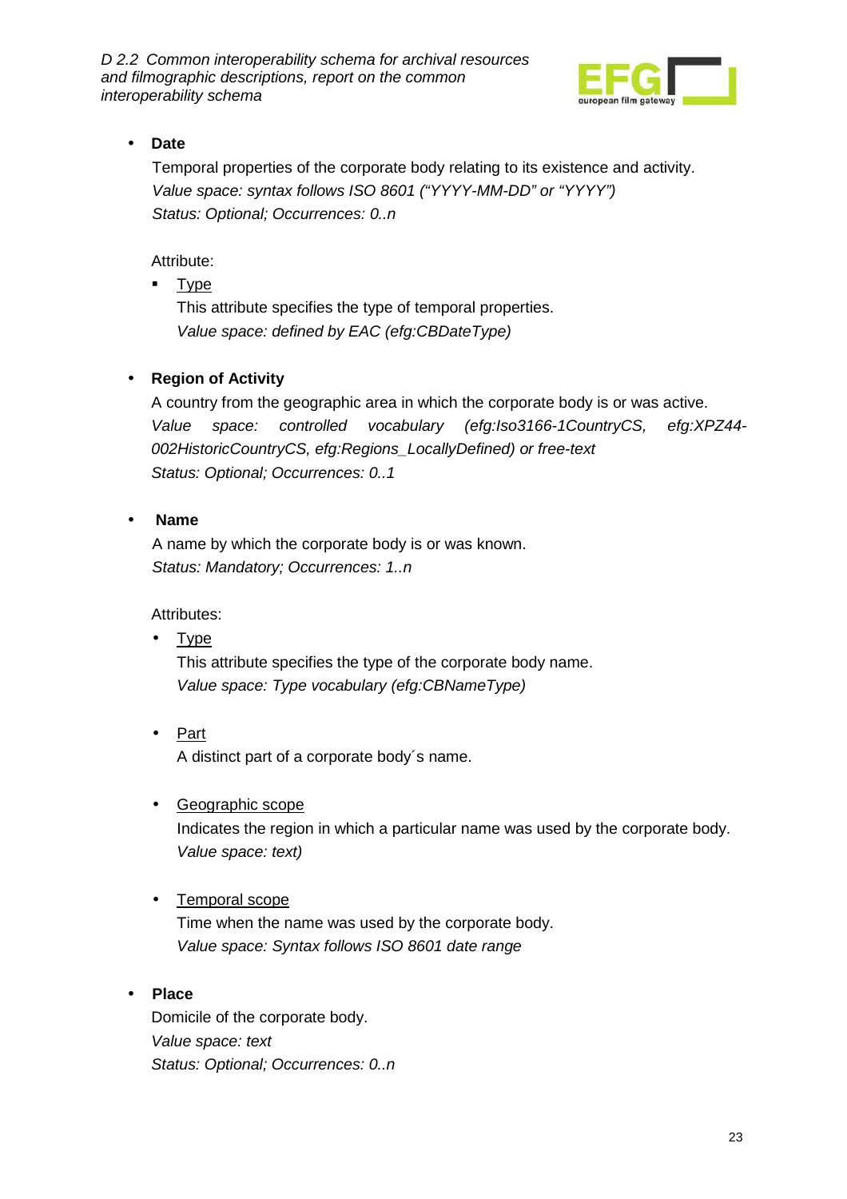- **Date**

  Temporal properties of the corporate body relating to its existence and activity.
  *Value space: syntax follows ISO 8601 ("YYYY-MM-DD" or "YYYY")*
  *Status: Optional; Occurrences: 0..n*

  Attribute:

  - Type

    This attribute specifies the type of temporal properties.
    *Value space: defined by EAC (efg:CBDateType)*

- **Region of Activity**

  A country from the geographic area in which the corporate body is or was active.
  *Value space: controlled vocabulary (efg:Iso3166-1CountryCS, efg:XPZ44-002HistoricCountryCS, efg:Regions_LocallyDefined) or free-text*
  *Status: Optional; Occurrences: 0..1*

- **Name**

  A name by which the corporate body is or was known.
  *Status: Mandatory; Occurrences: 1..n*

  Attributes:

  - Type

    This attribute specifies the type of the corporate body name.
    *Value space: Type vocabulary (efg:CBNameType)*

  - Part

    A distinct part of a corporate body´s name.

  - Geographic scope

    Indicates the region in which a particular name was used by the corporate body.
    *Value space: text)*

  - Temporal scope

    Time when the name was used by the corporate body.
    *Value space: Syntax follows ISO 8601 date range*

- **Place**

  Domicile of the corporate body.
  *Value space: text*
  *Status: Optional; Occurrences: 0..n*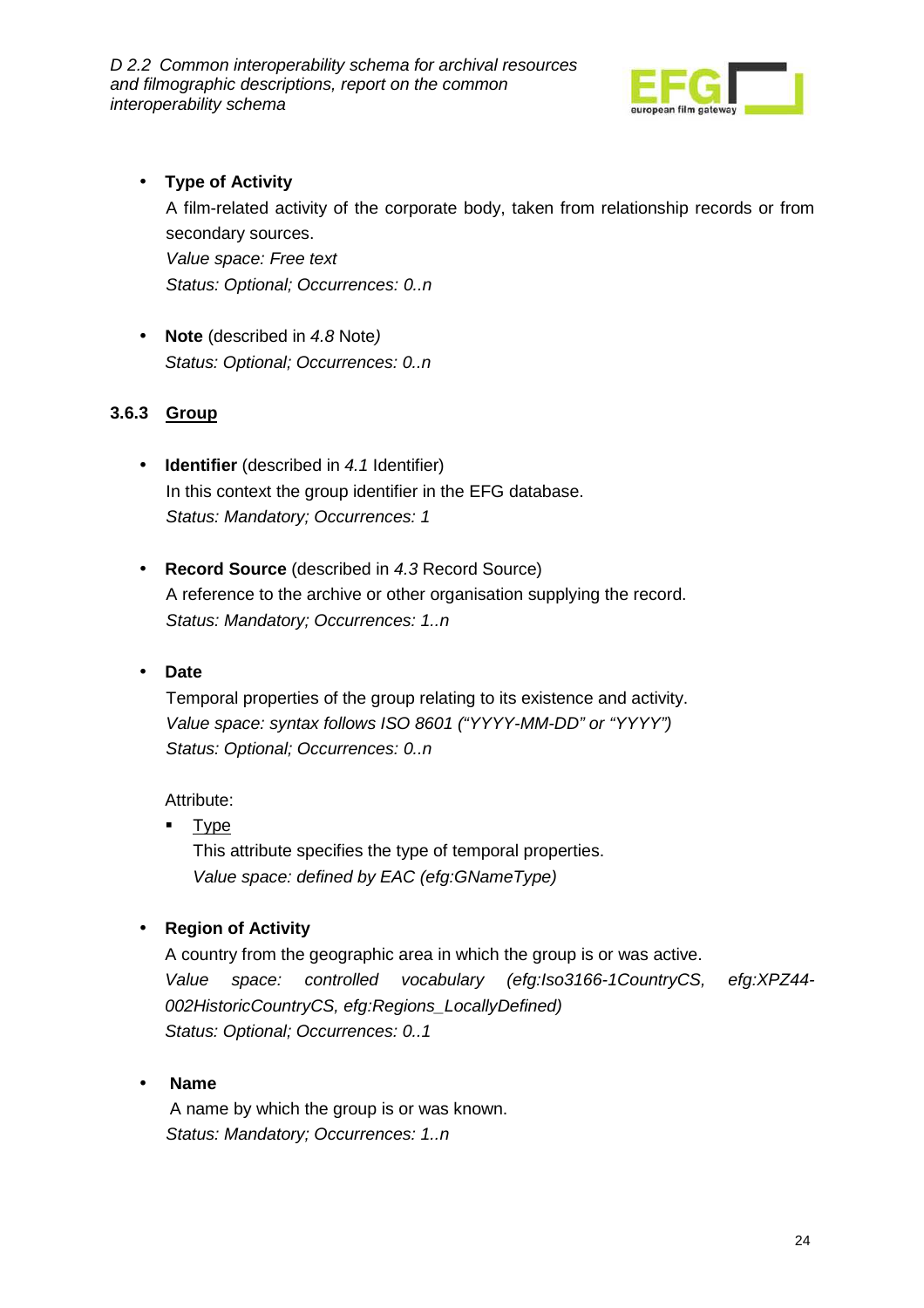- **Type of Activity**

  A film-related activity of the corporate body, taken from relationship records or from secondary sources.

  *Value space: Free text*

  *Status: Optional; Occurrences: 0..n*

- **Note** (described in *4.8* Note*)*

  *Status: Optional; Occurrences: 0..n*

### 3.6.3 <u>Group</u>

- **Identifier** (described in *4.1* Identifier)

  In this context the group identifier in the EFG database.

  *Status: Mandatory; Occurrences: 1*

- **Record Source** (described in *4.3* Record Source)

  A reference to the archive or other organisation supplying the record.

  *Status: Mandatory; Occurrences: 1..n*

- **Date**

  Temporal properties of the group relating to its existence and activity.

  *Value space: syntax follows ISO 8601 ("YYYY-MM-DD" or "YYYY")*

  *Status: Optional; Occurrences: 0..n*

  Attribute:

  - <u>Type</u>

    This attribute specifies the type of temporal properties.

    *Value space: defined by EAC (efg:GNameType)*

- **Region of Activity**

  A country from the geographic area in which the group is or was active.

  *Value space: controlled vocabulary (efg:Iso3166-1CountryCS, efg:XPZ44-002HistoricCountryCS, efg:Regions_LocallyDefined)*

  *Status: Optional; Occurrences: 0..1*

- **Name**

  A name by which the group is or was known.

  *Status: Mandatory; Occurrences: 1..n*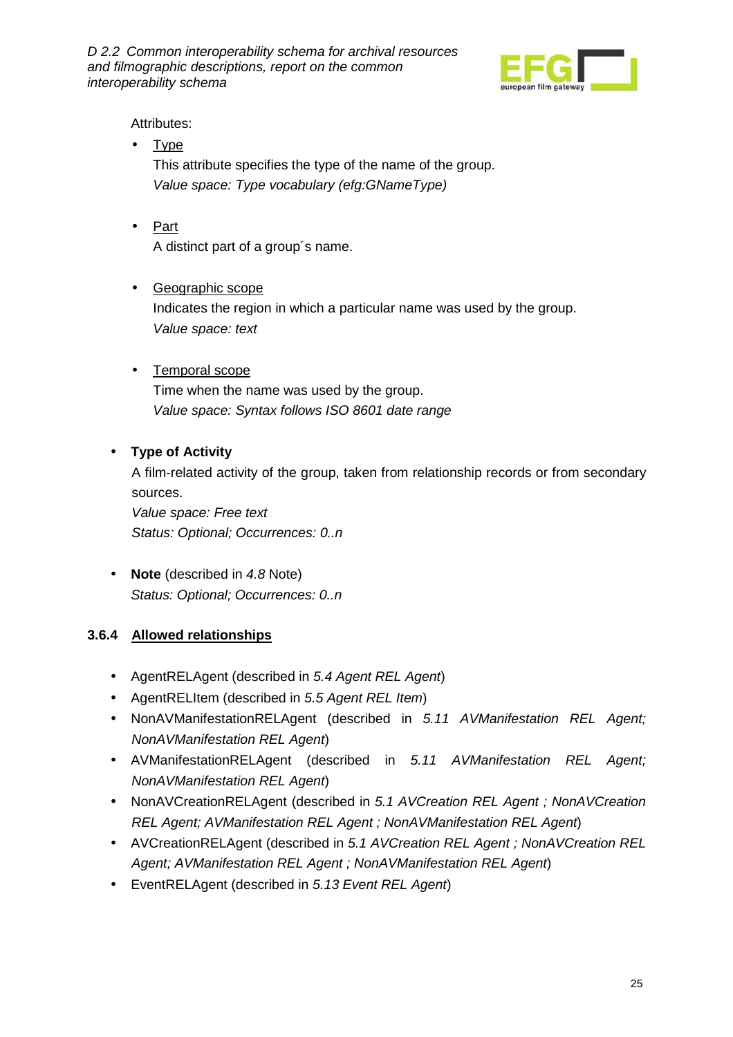Attributes:

- <u>Type</u>

  This attribute specifies the type of the name of the group.

  *Value space: Type vocabulary (efg:GNameType)*

- <u>Part</u>

  A distinct part of a group´s name.

- <u>Geographic scope</u>

  Indicates the region in which a particular name was used by the group.

  *Value space: text*

- <u>Temporal scope</u>

  Time when the name was used by the group.

  *Value space: Syntax follows ISO 8601 date range*

- **Type of Activity**

  A film-related activity of the group, taken from relationship records or from secondary sources.

  *Value space: Free text*

  *Status: Optional; Occurrences: 0..n*

- **Note** (described in *4.8* Note)

  *Status: Optional; Occurrences: 0..n*

### 3.6.4 <u>Allowed relationships</u>

- AgentRELAgent (described in *5.4 Agent REL Agent*)
- AgentRELItem (described in *5.5 Agent REL Item*)
- NonAVManifestationRELAgent (described in *5.11 AVManifestation REL Agent; NonAVManifestation REL Agent*)
- AVManifestationRELAgent (described in *5.11 AVManifestation REL Agent; NonAVManifestation REL Agent*)
- NonAVCreationRELAgent (described in *5.1 AVCreation REL Agent ; NonAVCreation REL Agent; AVManifestation REL Agent ; NonAVManifestation REL Agent*)
- AVCreationRELAgent (described in *5.1 AVCreation REL Agent ; NonAVCreation REL Agent; AVManifestation REL Agent ; NonAVManifestation REL Agent*)
- EventRELAgent (described in *5.13 Event REL Agent*)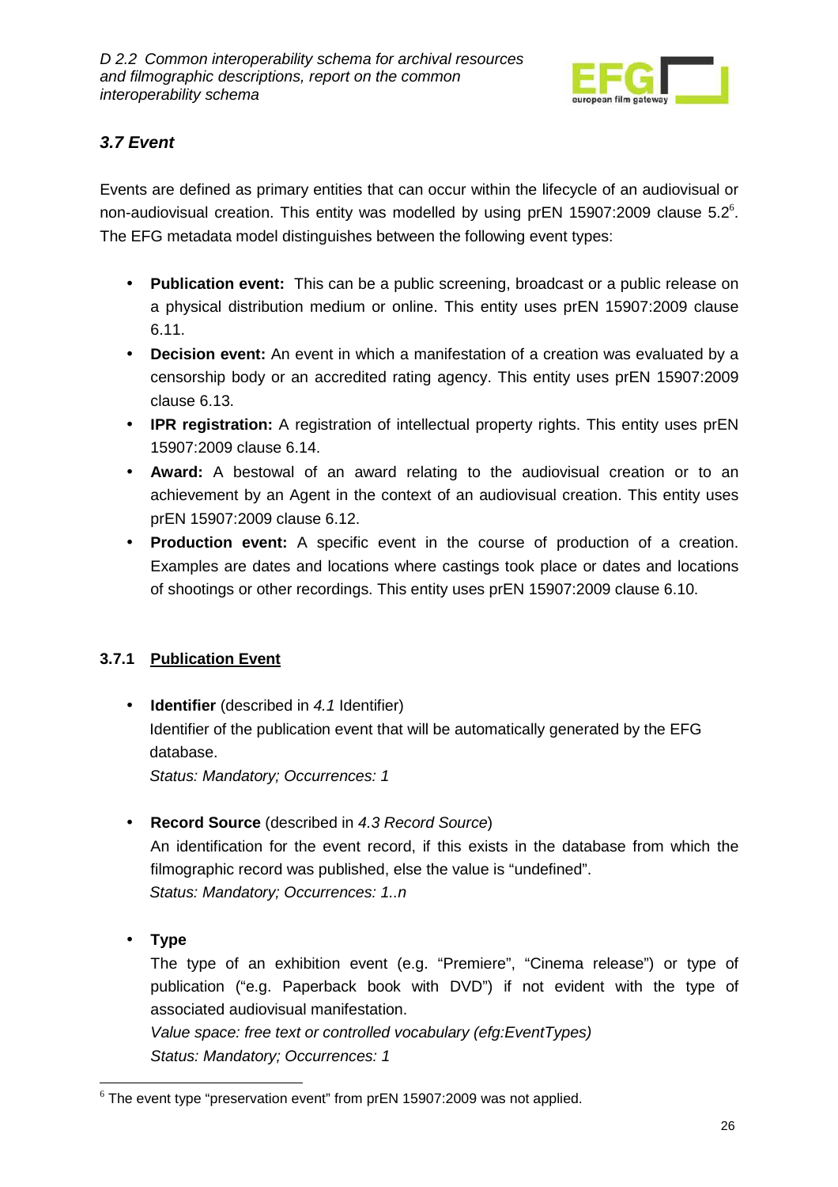## 3.7 Event

Events are defined as primary entities that can occur within the lifecycle of an audiovisual or non-audiovisual creation. This entity was modelled by using prEN 15907:2009 clause 5.2[6]. The EFG metadata model distinguishes between the following event types:

- **Publication event:** This can be a public screening, broadcast or a public release on a physical distribution medium or online. This entity uses prEN 15907:2009 clause 6.11.
- **Decision event:** An event in which a manifestation of a creation was evaluated by a censorship body or an accredited rating agency. This entity uses prEN 15907:2009 clause 6.13.
- **IPR registration:** A registration of intellectual property rights. This entity uses prEN 15907:2009 clause 6.14.
- **Award:** A bestowal of an award relating to the audiovisual creation or to an achievement by an Agent in the context of an audiovisual creation. This entity uses prEN 15907:2009 clause 6.12.
- **Production event:** A specific event in the course of production of a creation. Examples are dates and locations where castings took place or dates and locations of shootings or other recordings. This entity uses prEN 15907:2009 clause 6.10.

### 3.7.1 Publication Event

- **Identifier** (described in *4.1* Identifier)
  Identifier of the publication event that will be automatically generated by the EFG database.
  *Status: Mandatory; Occurrences: 1*

- **Record Source** (described in *4.3 Record Source*)
  An identification for the event record, if this exists in the database from which the filmographic record was published, else the value is "undefined".
  *Status: Mandatory; Occurrences: 1..n*

- **Type**
  The type of an exhibition event (e.g. "Premiere", "Cinema release") or type of publication ("e.g. Paperback book with DVD") if not evident with the type of associated audiovisual manifestation.
  *Value space: free text or controlled vocabulary (efg:EventTypes)*
  *Status: Mandatory; Occurrences: 1*

[6] The event type "preservation event" from prEN 15907:2009 was not applied.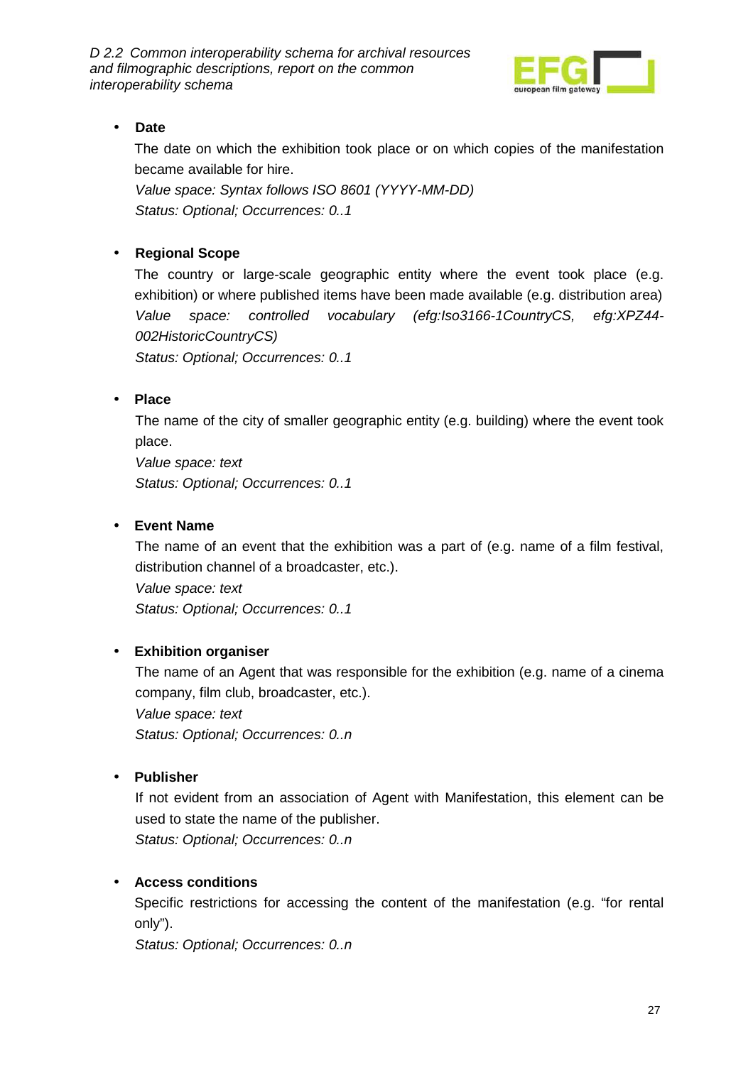- **Date**

  The date on which the exhibition took place or on which copies of the manifestation became available for hire.

  *Value space: Syntax follows ISO 8601 (YYYY-MM-DD)*

  *Status: Optional; Occurrences: 0..1*

- **Regional Scope**

  The country or large-scale geographic entity where the event took place (e.g. exhibition) or where published items have been made available (e.g. distribution area)

  *Value space: controlled vocabulary (efg:Iso3166-1CountryCS, efg:XPZ44-002HistoricCountryCS)*

  *Status: Optional; Occurrences: 0..1*

- **Place**

  The name of the city of smaller geographic entity (e.g. building) where the event took place.

  *Value space: text*

  *Status: Optional; Occurrences: 0..1*

- **Event Name**

  The name of an event that the exhibition was a part of (e.g. name of a film festival, distribution channel of a broadcaster, etc.).

  *Value space: text*

  *Status: Optional; Occurrences: 0..1*

- **Exhibition organiser**

  The name of an Agent that was responsible for the exhibition (e.g. name of a cinema company, film club, broadcaster, etc.).

  *Value space: text*

  *Status: Optional; Occurrences: 0..n*

- **Publisher**

  If not evident from an association of Agent with Manifestation, this element can be used to state the name of the publisher.

  *Status: Optional; Occurrences: 0..n*

- **Access conditions**

  Specific restrictions for accessing the content of the manifestation (e.g. "for rental only").

  *Status: Optional; Occurrences: 0..n*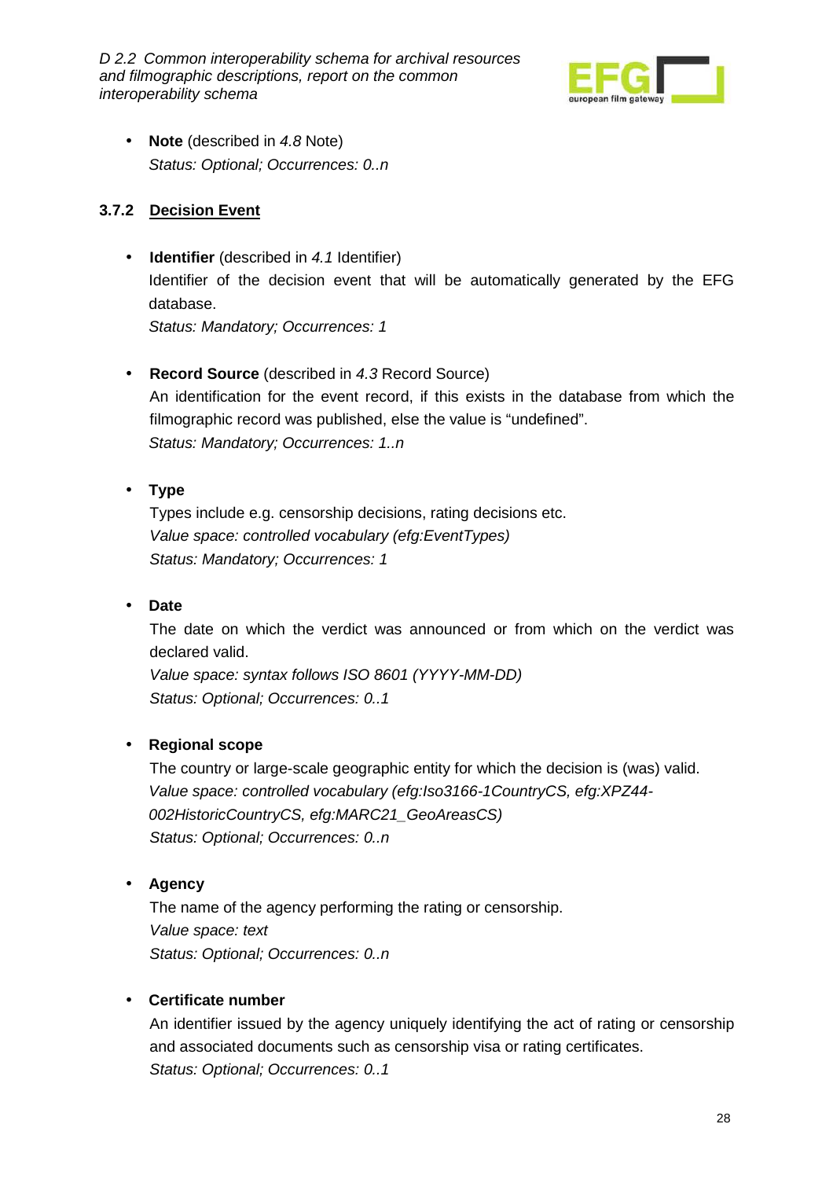- **Note** (described in *4.8* Note)
  *Status: Optional; Occurrences: 0..n*

### 3.7.2 Decision Event

- **Identifier** (described in *4.1* Identifier)
  Identifier of the decision event that will be automatically generated by the EFG database.
  *Status: Mandatory; Occurrences: 1*

- **Record Source** (described in *4.3* Record Source)
  An identification for the event record, if this exists in the database from which the filmographic record was published, else the value is "undefined".
  *Status: Mandatory; Occurrences: 1..n*

- **Type**
  Types include e.g. censorship decisions, rating decisions etc.
  *Value space: controlled vocabulary (efg:EventTypes)*
  *Status: Mandatory; Occurrences: 1*

- **Date**
  The date on which the verdict was announced or from which on the verdict was declared valid.
  *Value space: syntax follows ISO 8601 (YYYY-MM-DD)*
  *Status: Optional; Occurrences: 0..1*

- **Regional scope**
  The country or large-scale geographic entity for which the decision is (was) valid.
  *Value space: controlled vocabulary (efg:Iso3166-1CountryCS, efg:XPZ44-002HistoricCountryCS, efg:MARC21_GeoAreasCS)*
  *Status: Optional; Occurrences: 0..n*

- **Agency**
  The name of the agency performing the rating or censorship.
  *Value space: text*
  *Status: Optional; Occurrences: 0..n*

- **Certificate number**
  An identifier issued by the agency uniquely identifying the act of rating or censorship and associated documents such as censorship visa or rating certificates.
  *Status: Optional; Occurrences: 0..1*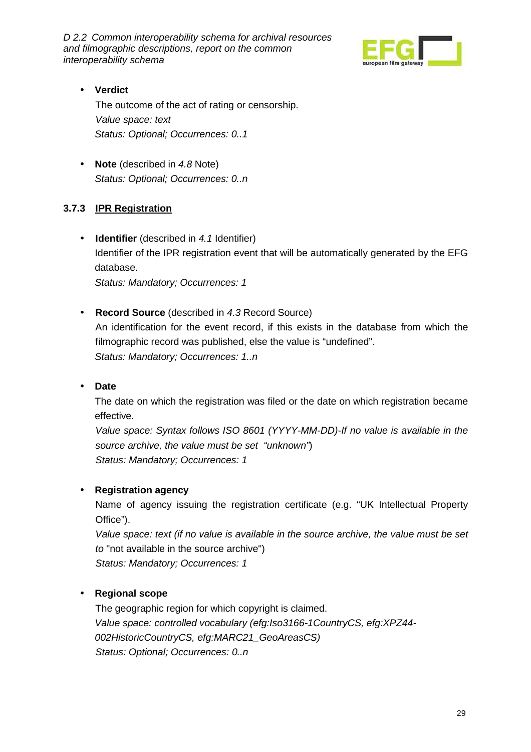- **Verdict**

  The outcome of the act of rating or censorship.

  *Value space: text*

  *Status: Optional; Occurrences: 0..1*

- **Note** (described in *4.8* Note)

  *Status: Optional; Occurrences: 0..n*

### 3.7.3 IPR Registration

- **Identifier** (described in *4.1* Identifier)

  Identifier of the IPR registration event that will be automatically generated by the EFG database.

  *Status: Mandatory; Occurrences: 1*

- **Record Source** (described in *4.3* Record Source)

  An identification for the event record, if this exists in the database from which the filmographic record was published, else the value is "undefined".

  *Status: Mandatory; Occurrences: 1..n*

- **Date**

  The date on which the registration was filed or the date on which registration became effective.

  *Value space: Syntax follows ISO 8601 (YYYY-MM-DD)-If no value is available in the source archive, the value must be set "unknown"*)

  *Status: Mandatory; Occurrences: 1*

- **Registration agency**

  Name of agency issuing the registration certificate (e.g. "UK Intellectual Property Office").

  *Value space: text (if no value is available in the source archive, the value must be set to* "not available in the source archive")

  *Status: Mandatory; Occurrences: 1*

- **Regional scope**

  The geographic region for which copyright is claimed.

  *Value space: controlled vocabulary (efg:Iso3166-1CountryCS, efg:XPZ44-002HistoricCountryCS, efg:MARC21_GeoAreasCS)*

  *Status: Optional; Occurrences: 0..n*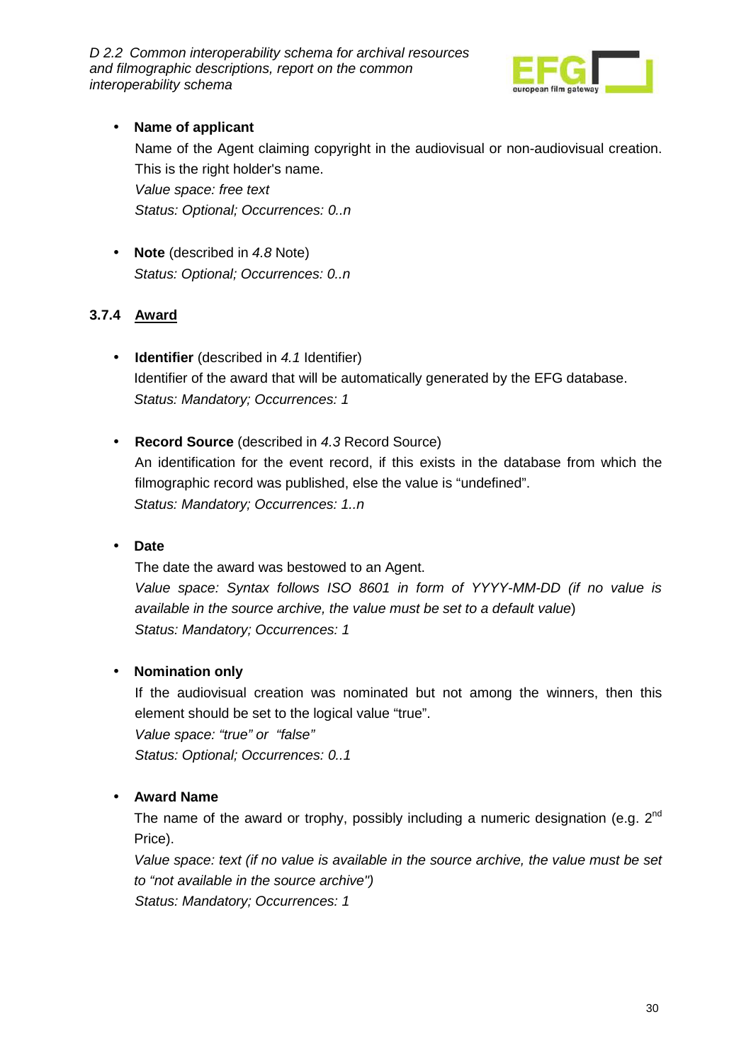- **Name of applicant**

  Name of the Agent claiming copyright in the audiovisual or non-audiovisual creation. This is the right holder's name.

  *Value space: free text*

  *Status: Optional; Occurrences: 0..n*

- **Note** (described in *4.8* Note)

  *Status: Optional; Occurrences: 0..n*

### 3.7.4 Award

- **Identifier** (described in *4.1* Identifier)

  Identifier of the award that will be automatically generated by the EFG database.

  *Status: Mandatory; Occurrences: 1*

- **Record Source** (described in *4.3* Record Source)

  An identification for the event record, if this exists in the database from which the filmographic record was published, else the value is "undefined".

  *Status: Mandatory; Occurrences: 1..n*

- **Date**

  The date the award was bestowed to an Agent.

  *Value space: Syntax follows ISO 8601 in form of YYYY-MM-DD (if no value is available in the source archive, the value must be set to a default value*)

  *Status: Mandatory; Occurrences: 1*

- **Nomination only**

  If the audiovisual creation was nominated but not among the winners, then this element should be set to the logical value "true".

  *Value space: "true" or "false"*

  *Status: Optional; Occurrences: 0..1*

- **Award Name**

  The name of the award or trophy, possibly including a numeric designation (e.g. 2nd Price).

  *Value space: text (if no value is available in the source archive, the value must be set to "not available in the source archive")*

  *Status: Mandatory; Occurrences: 1*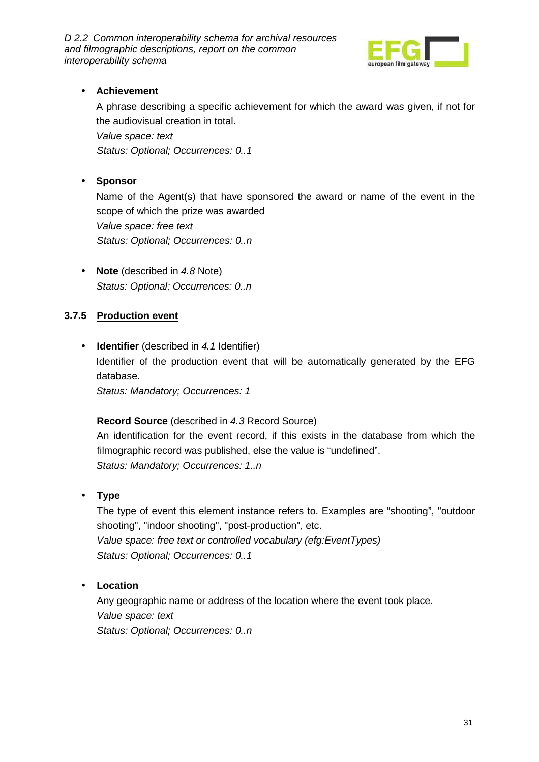- **Achievement**

  A phrase describing a specific achievement for which the award was given, if not for the audiovisual creation in total.

  *Value space: text*

  *Status: Optional; Occurrences: 0..1*

- **Sponsor**

  Name of the Agent(s) that have sponsored the award or name of the event in the scope of which the prize was awarded

  *Value space: free text*

  *Status: Optional; Occurrences: 0..n*

- **Note** (described in *4.8* Note)

  *Status: Optional; Occurrences: 0..n*

### 3.7.5 Production event

- **Identifier** (described in *4.1* Identifier)

  Identifier of the production event that will be automatically generated by the EFG database.

  *Status: Mandatory; Occurrences: 1*

  **Record Source** (described in *4.3* Record Source)

  An identification for the event record, if this exists in the database from which the filmographic record was published, else the value is "undefined".

  *Status: Mandatory; Occurrences: 1..n*

- **Type**

  The type of event this element instance refers to. Examples are "shooting", "outdoor shooting", "indoor shooting", "post-production", etc.

  *Value space: free text or controlled vocabulary (efg:EventTypes)*

  *Status: Optional; Occurrences: 0..1*

- **Location**

  Any geographic name or address of the location where the event took place.

  *Value space: text*

  *Status: Optional; Occurrences: 0..n*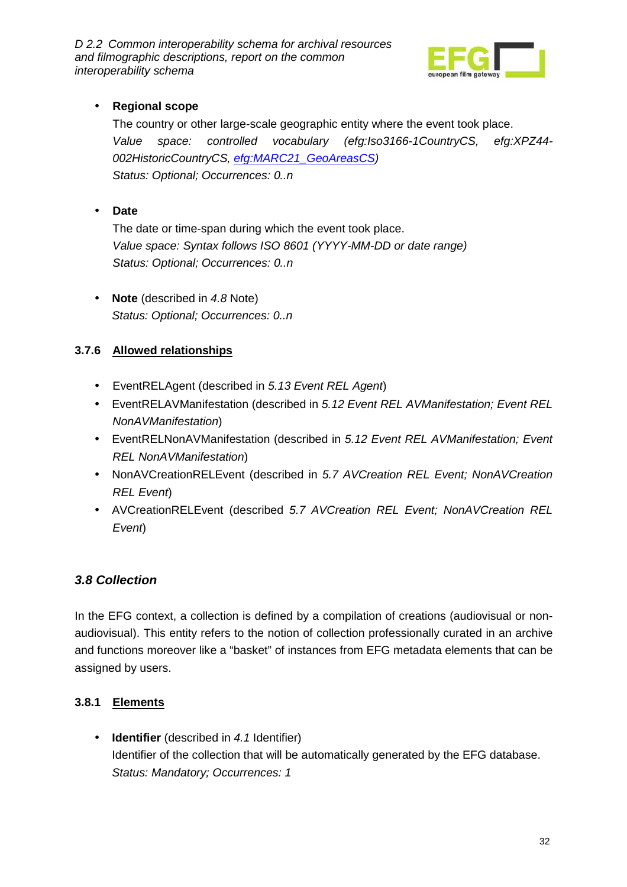- **Regional scope**

  The country or other large-scale geographic entity where the event took place.

  *Value space: controlled vocabulary (efg:Iso3166-1CountryCS, efg:XPZ44-002HistoricCountryCS, efg:MARC21_GeoAreasCS)*

  *Status: Optional; Occurrences: 0..n*

- **Date**

  The date or time-span during which the event took place.

  *Value space: Syntax follows ISO 8601 (YYYY-MM-DD or date range)*

  *Status: Optional; Occurrences: 0..n*

- **Note** (described in *4.8* Note)

  *Status: Optional; Occurrences: 0..n*

### 3.7.6 Allowed relationships

- EventRELAgent (described in *5.13 Event REL Agent*)
- EventRELAVManifestation (described in *5.12 Event REL AVManifestation; Event REL NonAVManifestation*)
- EventRELNonAVManifestation (described in *5.12 Event REL AVManifestation; Event REL NonAVManifestation*)
- NonAVCreationRELEvent (described in *5.7 AVCreation REL Event; NonAVCreation REL Event*)
- AVCreationRELEvent (described *5.7 AVCreation REL Event; NonAVCreation REL Event*)

## *3.8 Collection*

In the EFG context, a collection is defined by a compilation of creations (audiovisual or non-audiovisual). This entity refers to the notion of collection professionally curated in an archive and functions moreover like a "basket" of instances from EFG metadata elements that can be assigned by users.

### 3.8.1 Elements

- **Identifier** (described in *4.1* Identifier)

  Identifier of the collection that will be automatically generated by the EFG database.

  *Status: Mandatory; Occurrences: 1*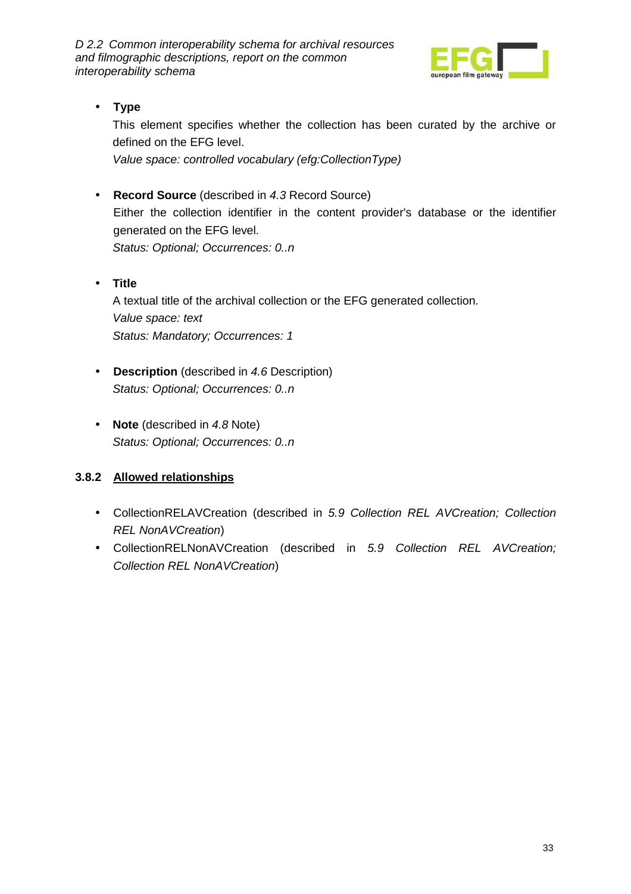- **Type**

  This element specifies whether the collection has been curated by the archive or defined on the EFG level.

  *Value space: controlled vocabulary (efg:CollectionType)*

- **Record Source** (described in *4.3* Record Source)

  Either the collection identifier in the content provider's database or the identifier generated on the EFG level.

  *Status: Optional; Occurrences: 0..n*

- **Title**

  A textual title of the archival collection or the EFG generated collection.

  *Value space: text*

  *Status: Mandatory; Occurrences: 1*

- **Description** (described in *4.6* Description)

  *Status: Optional; Occurrences: 0..n*

- **Note** (described in *4.8* Note)

  *Status: Optional; Occurrences: 0..n*

### 3.8.2 Allowed relationships

- CollectionRELAVCreation (described in *5.9 Collection REL AVCreation; Collection REL NonAVCreation*)
- CollectionRELNonAVCreation (described in *5.9 Collection REL AVCreation; Collection REL NonAVCreation*)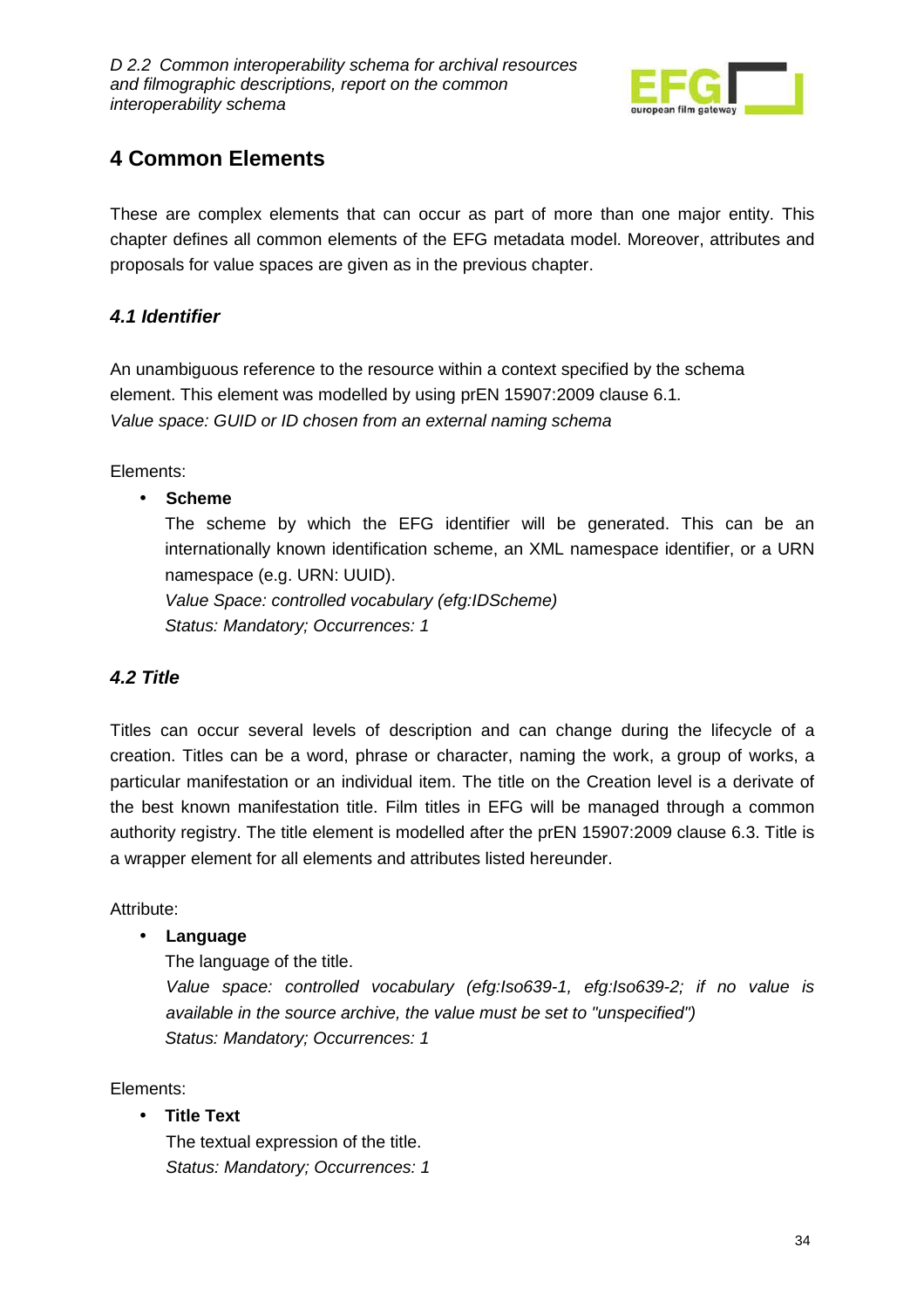# 4 Common Elements

These are complex elements that can occur as part of more than one major entity. This chapter defines all common elements of the EFG metadata model. Moreover, attributes and proposals for value spaces are given as in the previous chapter.

## *4.1 Identifier*

An unambiguous reference to the resource within a context specified by the schema element. This element was modelled by using prEN 15907:2009 clause 6.1.
*Value space: GUID or ID chosen from an external naming schema*

Elements:

- **Scheme**
  The scheme by which the EFG identifier will be generated. This can be an internationally known identification scheme, an XML namespace identifier, or a URN namespace (e.g. URN: UUID).
  *Value Space: controlled vocabulary (efg:IDScheme)*
  *Status: Mandatory; Occurrences: 1*

## *4.2 Title*

Titles can occur several levels of description and can change during the lifecycle of a creation. Titles can be a word, phrase or character, naming the work, a group of works, a particular manifestation or an individual item. The title on the Creation level is a derivate of the best known manifestation title. Film titles in EFG will be managed through a common authority registry. The title element is modelled after the prEN 15907:2009 clause 6.3. Title is a wrapper element for all elements and attributes listed hereunder.

Attribute:

- **Language**
  The language of the title.
  *Value space: controlled vocabulary (efg:Iso639-1, efg:Iso639-2; if no value is available in the source archive, the value must be set to "unspecified")*
  *Status: Mandatory; Occurrences: 1*

Elements:

- **Title Text**
  The textual expression of the title.
  *Status: Mandatory; Occurrences: 1*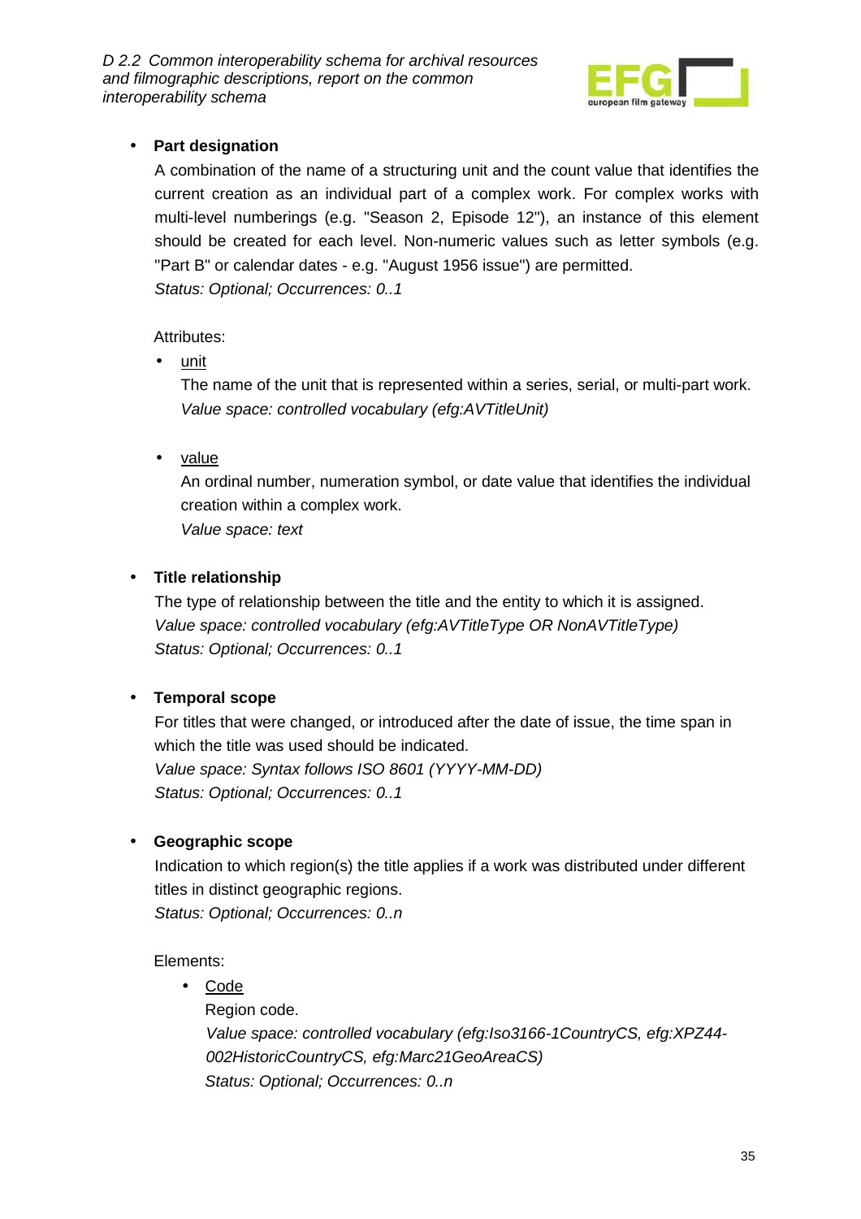- **Part designation**

  A combination of the name of a structuring unit and the count value that identifies the current creation as an individual part of a complex work. For complex works with multi-level numberings (e.g. "Season 2, Episode 12"), an instance of this element should be created for each level. Non-numeric values such as letter symbols (e.g. "Part B" or calendar dates - e.g. "August 1956 issue") are permitted.
  *Status: Optional; Occurrences: 0..1*

  Attributes:

  - unit

    The name of the unit that is represented within a series, serial, or multi-part work.
    *Value space: controlled vocabulary (efg:AVTitleUnit)*

  - value

    An ordinal number, numeration symbol, or date value that identifies the individual creation within a complex work.
    *Value space: text*

- **Title relationship**

  The type of relationship between the title and the entity to which it is assigned.
  *Value space: controlled vocabulary (efg:AVTitleType OR NonAVTitleType)*
  *Status: Optional; Occurrences: 0..1*

- **Temporal scope**

  For titles that were changed, or introduced after the date of issue, the time span in which the title was used should be indicated.
  *Value space: Syntax follows ISO 8601 (YYYY-MM-DD)*
  *Status: Optional; Occurrences: 0..1*

- **Geographic scope**

  Indication to which region(s) the title applies if a work was distributed under different titles in distinct geographic regions.
  *Status: Optional; Occurrences: 0..n*

  Elements:

  - Code

    Region code.
    *Value space: controlled vocabulary (efg:Iso3166-1CountryCS, efg:XPZ44-002HistoricCountryCS, efg:Marc21GeoAreaCS)*
    *Status: Optional; Occurrences: 0..n*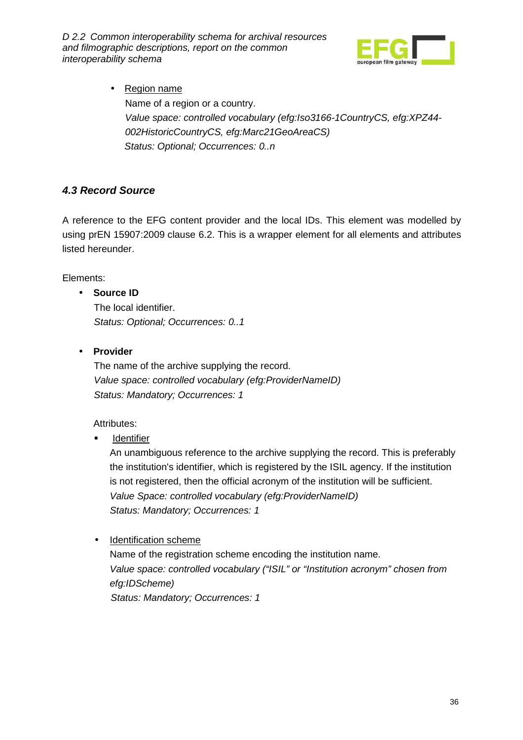- <u>Region name</u>
  Name of a region or a country.
  *Value space: controlled vocabulary (efg:Iso3166-1CountryCS, efg:XPZ44-002HistoricCountryCS, efg:Marc21GeoAreaCS)*
  *Status: Optional; Occurrences: 0..n*

### 4.3 Record Source

A reference to the EFG content provider and the local IDs. This element was modelled by using prEN 15907:2009 clause 6.2. This is a wrapper element for all elements and attributes listed hereunder.

Elements:

- **Source ID**
  The local identifier.
  *Status: Optional; Occurrences: 0..1*

- **Provider**
  The name of the archive supplying the record.
  *Value space: controlled vocabulary (efg:ProviderNameID)*
  *Status: Mandatory; Occurrences: 1*

  Attributes:

  - <u>Identifier</u>
    An unambiguous reference to the archive supplying the record. This is preferably the institution's identifier, which is registered by the ISIL agency. If the institution is not registered, then the official acronym of the institution will be sufficient.
    *Value Space: controlled vocabulary (efg:ProviderNameID)*
    *Status: Mandatory; Occurrences: 1*

  - <u>Identification scheme</u>
    Name of the registration scheme encoding the institution name.
    *Value space: controlled vocabulary ("ISIL" or "Institution acronym" chosen from efg:IDScheme)*
    *Status: Mandatory; Occurrences: 1*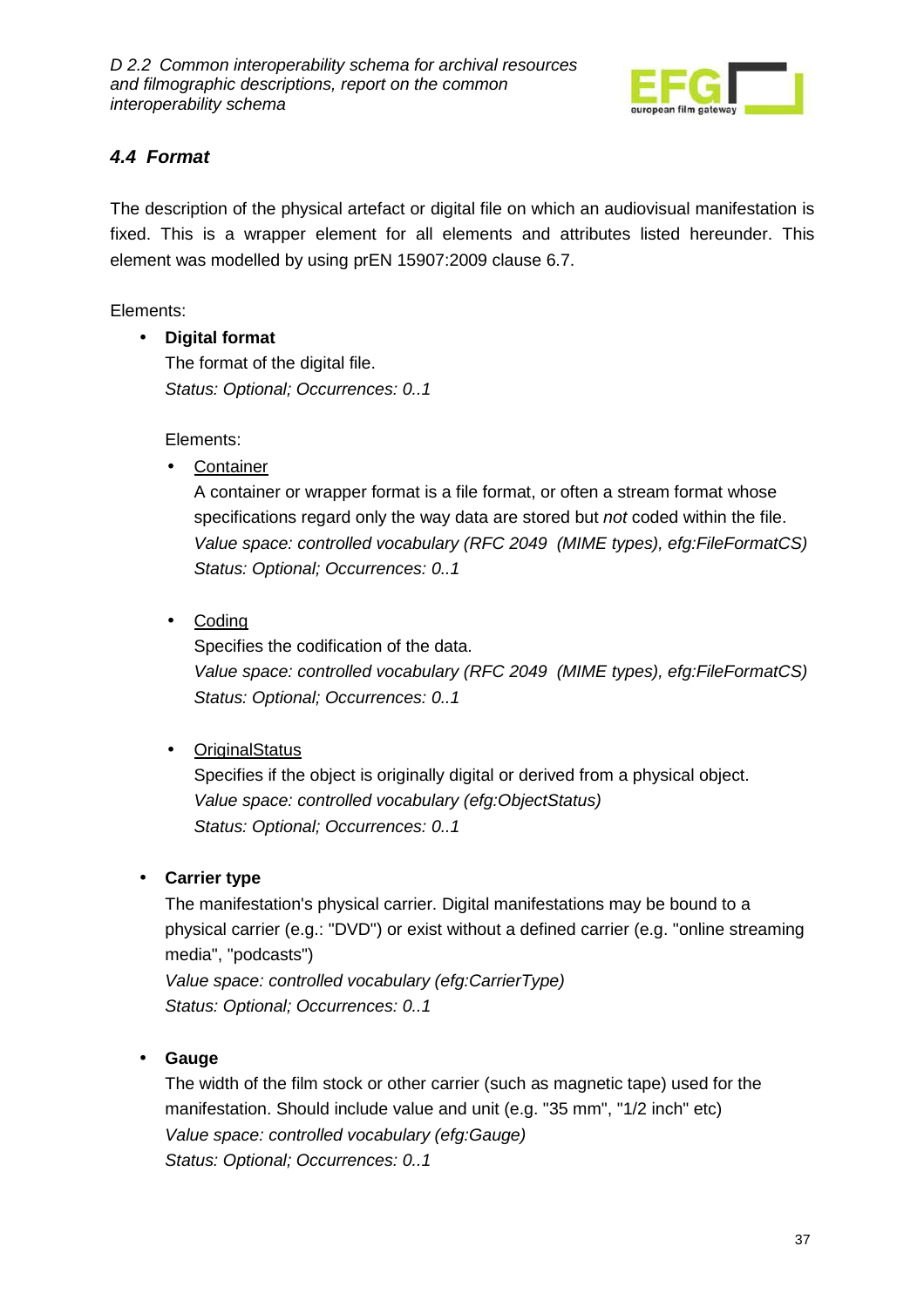### *4.4 Format*

The description of the physical artefact or digital file on which an audiovisual manifestation is fixed. This is a wrapper element for all elements and attributes listed hereunder. This element was modelled by using prEN 15907:2009 clause 6.7.

Elements:

- **Digital format**
  The format of the digital file.
  *Status: Optional; Occurrences: 0..1*

  Elements:

  - Container
    A container or wrapper format is a file format, or often a stream format whose specifications regard only the way data are stored but *not* coded within the file.
    *Value space: controlled vocabulary (RFC 2049 (MIME types), efg:FileFormatCS)*
    *Status: Optional; Occurrences: 0..1*

  - Coding
    Specifies the codification of the data.
    *Value space: controlled vocabulary (RFC 2049 (MIME types), efg:FileFormatCS)*
    *Status: Optional; Occurrences: 0..1*

  - OriginalStatus
    Specifies if the object is originally digital or derived from a physical object.
    *Value space: controlled vocabulary (efg:ObjectStatus)*
    *Status: Optional; Occurrences: 0..1*

- **Carrier type**
  The manifestation's physical carrier. Digital manifestations may be bound to a physical carrier (e.g.: "DVD") or exist without a defined carrier (e.g. "online streaming media", "podcasts")
  *Value space: controlled vocabulary (efg:CarrierType)*
  *Status: Optional; Occurrences: 0..1*

- **Gauge**
  The width of the film stock or other carrier (such as magnetic tape) used for the manifestation. Should include value and unit (e.g. "35 mm", "1/2 inch" etc)
  *Value space: controlled vocabulary (efg:Gauge)*
  *Status: Optional; Occurrences: 0..1*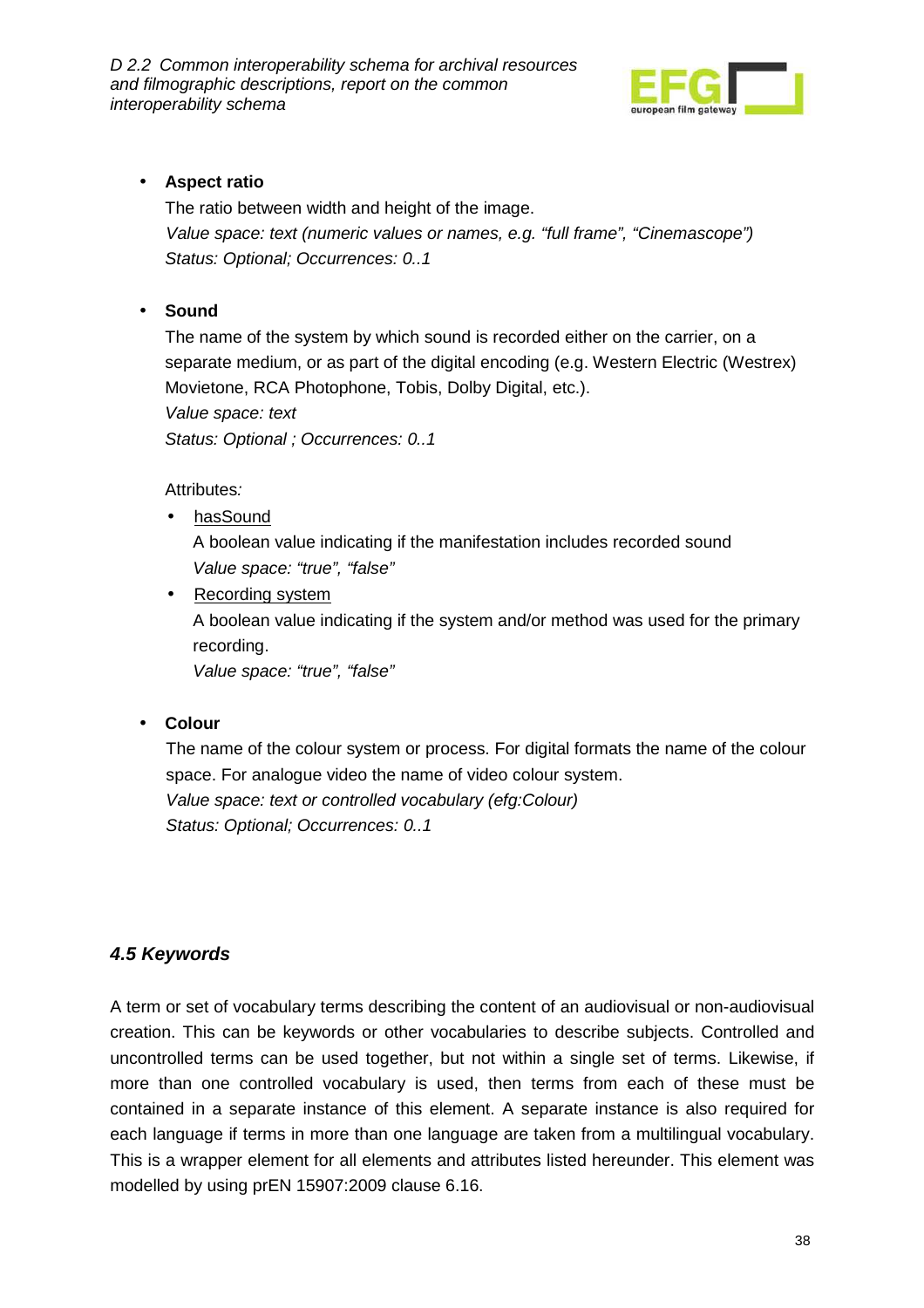- **Aspect ratio**

  The ratio between width and height of the image.
  *Value space: text (numeric values or names, e.g. "full frame", "Cinemascope")*
  *Status: Optional; Occurrences: 0..1*

- **Sound**

  The name of the system by which sound is recorded either on the carrier, on a separate medium, or as part of the digital encoding (e.g. Western Electric (Westrex) Movietone, RCA Photophone, Tobis, Dolby Digital, etc.).
  *Value space: text*
  *Status: Optional ; Occurrences: 0..1*

  Attributes*:*

  - <u>hasSound</u>
    A boolean value indicating if the manifestation includes recorded sound
    *Value space: "true", "false"*
  - <u>Recording system</u>
    A boolean value indicating if the system and/or method was used for the primary recording.
    *Value space: "true", "false"*

- **Colour**

  The name of the colour system or process. For digital formats the name of the colour space. For analogue video the name of video colour system.
  *Value space: text or controlled vocabulary (efg:Colour)*
  *Status: Optional; Occurrences: 0..1*

## *4.5 Keywords*

A term or set of vocabulary terms describing the content of an audiovisual or non-audiovisual creation. This can be keywords or other vocabularies to describe subjects. Controlled and uncontrolled terms can be used together, but not within a single set of terms. Likewise, if more than one controlled vocabulary is used, then terms from each of these must be contained in a separate instance of this element. A separate instance is also required for each language if terms in more than one language are taken from a multilingual vocabulary. This is a wrapper element for all elements and attributes listed hereunder. This element was modelled by using prEN 15907:2009 clause 6.16.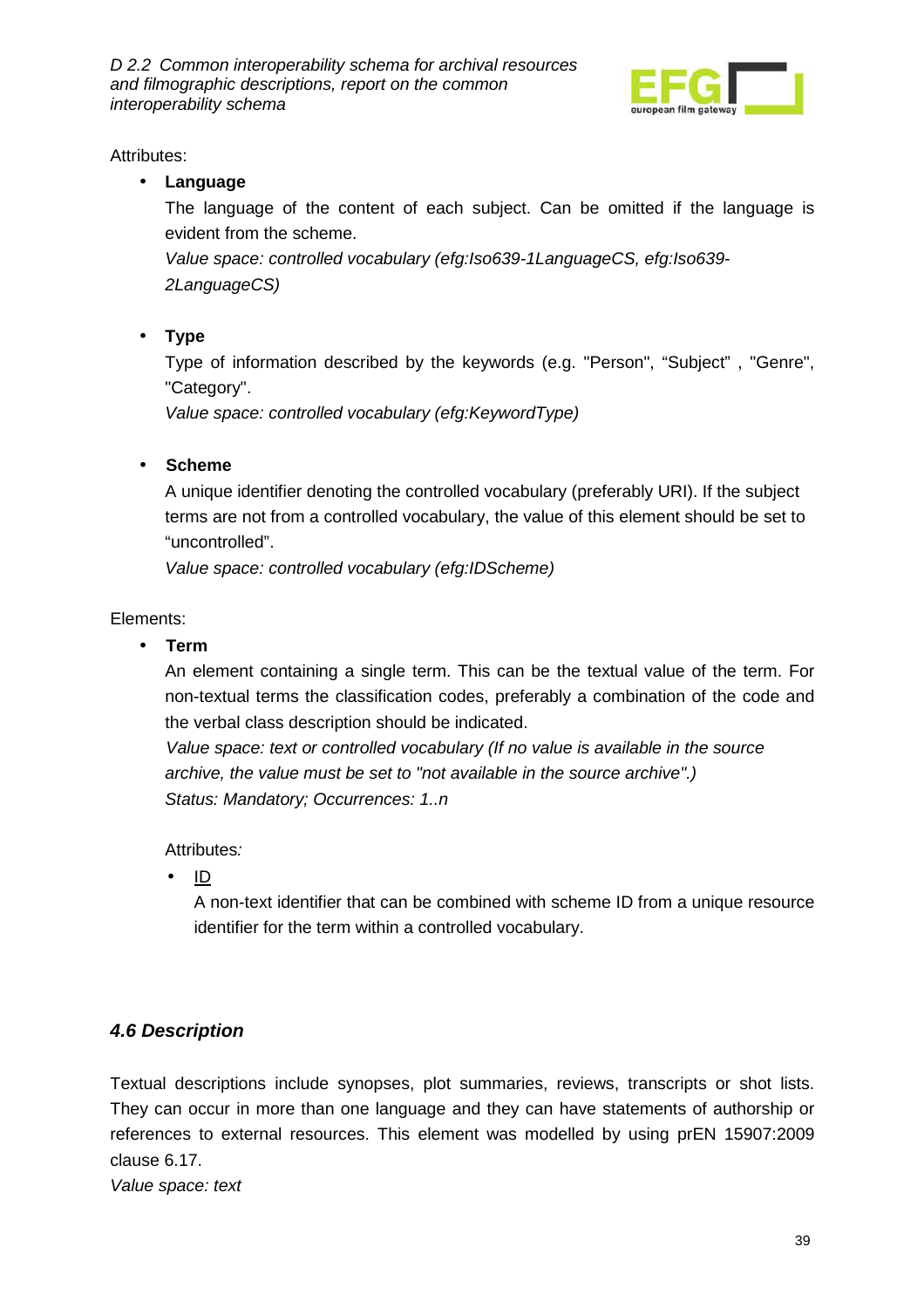Attributes:

- **Language**

  The language of the content of each subject. Can be omitted if the language is evident from the scheme.

  *Value space: controlled vocabulary (efg:Iso639-1LanguageCS, efg:Iso639-2LanguageCS)*

- **Type**

  Type of information described by the keywords (e.g. "Person", "Subject" , "Genre", "Category".

  *Value space: controlled vocabulary (efg:KeywordType)*

- **Scheme**

  A unique identifier denoting the controlled vocabulary (preferably URI). If the subject terms are not from a controlled vocabulary, the value of this element should be set to "uncontrolled".

  *Value space: controlled vocabulary (efg:IDScheme)*

Elements:

- **Term**

  An element containing a single term. This can be the textual value of the term. For non-textual terms the classification codes, preferably a combination of the code and the verbal class description should be indicated.

  *Value space: text or controlled vocabulary (If no value is available in the source archive, the value must be set to "not available in the source archive".)*
  *Status: Mandatory; Occurrences: 1..n*

  Attributes*:*

  - <u>ID</u>

    A non-text identifier that can be combined with scheme ID from a unique resource identifier for the term within a controlled vocabulary.

### *4.6 Description*

Textual descriptions include synopses, plot summaries, reviews, transcripts or shot lists. They can occur in more than one language and they can have statements of authorship or references to external resources. This element was modelled by using prEN 15907:2009 clause 6.17.

*Value space: text*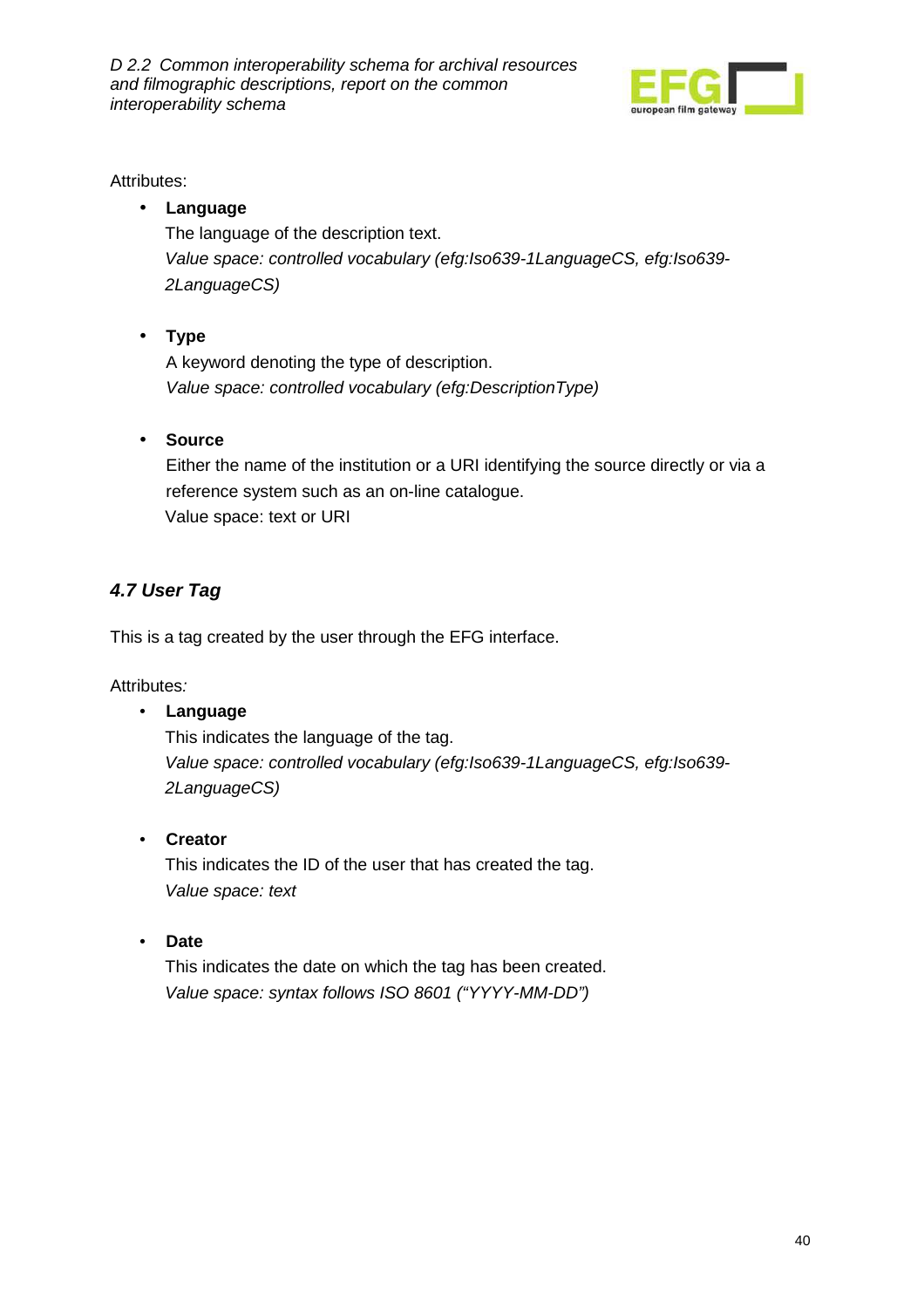Attributes:

- **Language**

  The language of the description text.

  *Value space: controlled vocabulary (efg:Iso639-1LanguageCS, efg:Iso639-2LanguageCS)*

- **Type**

  A keyword denoting the type of description.

  *Value space: controlled vocabulary (efg:DescriptionType)*

- **Source**

  Either the name of the institution or a URI identifying the source directly or via a reference system such as an on-line catalogue.

  Value space: text or URI

### *4.7 User Tag*

This is a tag created by the user through the EFG interface.

Attributes*:*

- **Language**

  This indicates the language of the tag.

  *Value space: controlled vocabulary (efg:Iso639-1LanguageCS, efg:Iso639-2LanguageCS)*

- **Creator**

  This indicates the ID of the user that has created the tag.

  *Value space: text*

- **Date**

  This indicates the date on which the tag has been created.

  *Value space: syntax follows ISO 8601 ("YYYY-MM-DD")*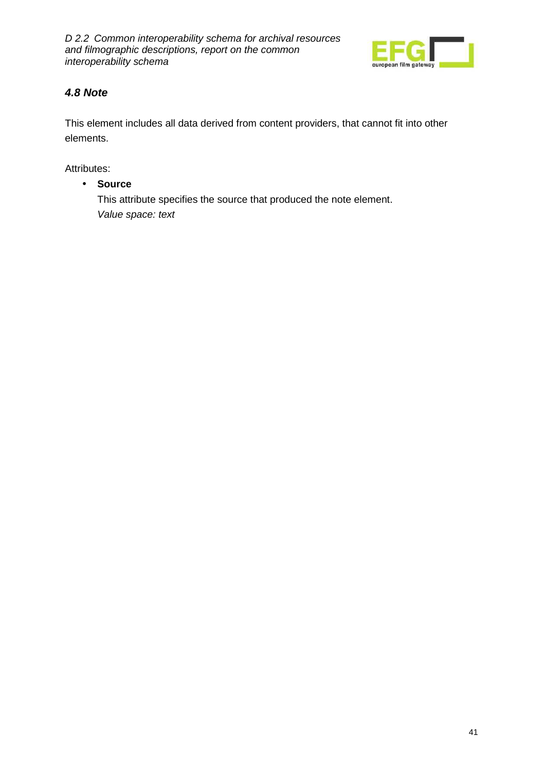### *4.8 Note*

This element includes all data derived from content providers, that cannot fit into other elements.

Attributes:

- **Source**
  This attribute specifies the source that produced the note element.
  *Value space: text*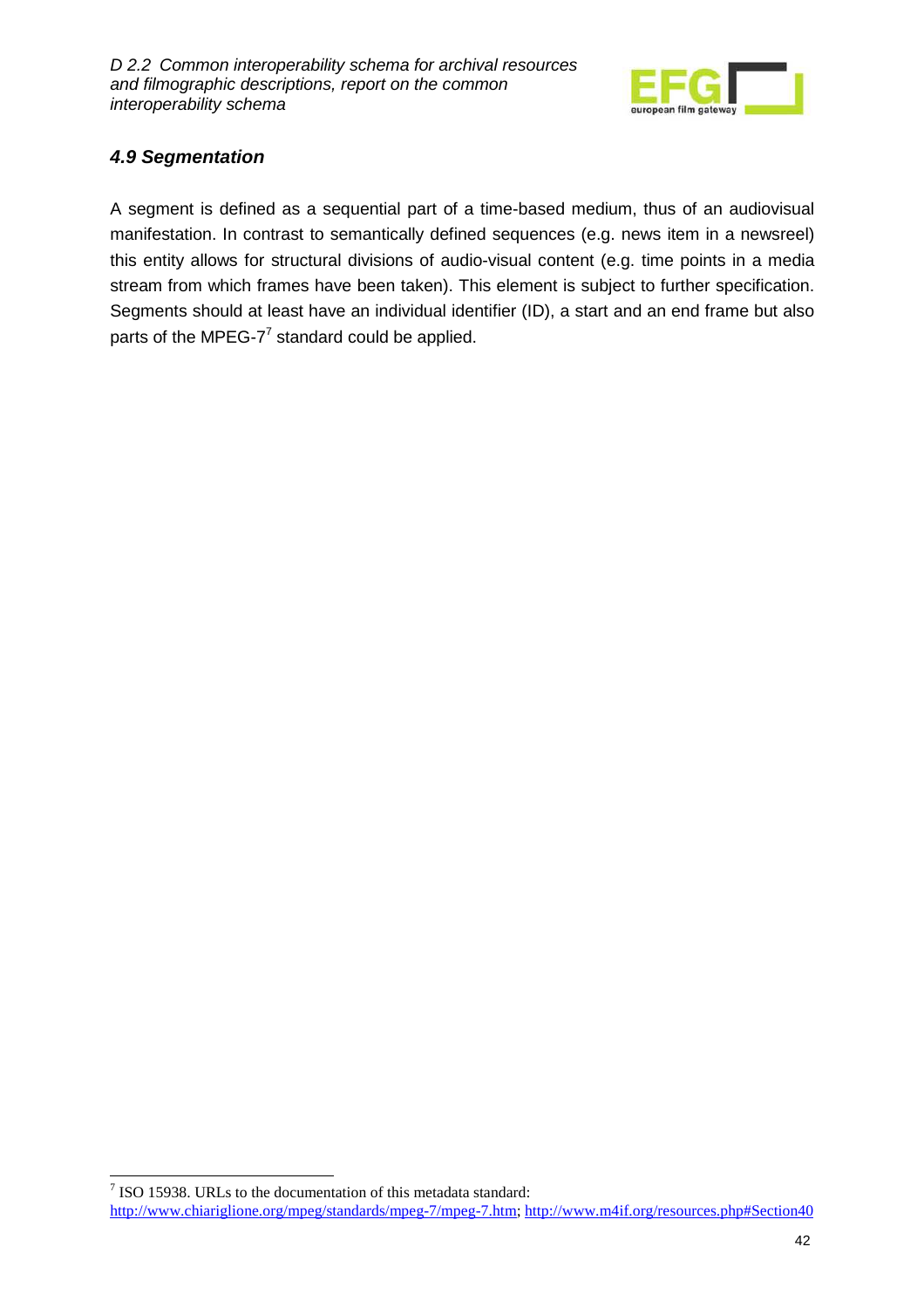### *4.9 Segmentation*

A segment is defined as a sequential part of a time-based medium, thus of an audiovisual manifestation. In contrast to semantically defined sequences (e.g. news item in a newsreel) this entity allows for structural divisions of audio-visual content (e.g. time points in a media stream from which frames have been taken). This element is subject to further specification. Segments should at least have an individual identifier (ID), a start and an end frame but also parts of the MPEG-7[7] standard could be applied.

---

[7] ISO 15938. URLs to the documentation of this metadata standard: http://www.chiariglione.org/mpeg/standards/mpeg-7/mpeg-7.htm; http://www.m4if.org/resources.php#Section40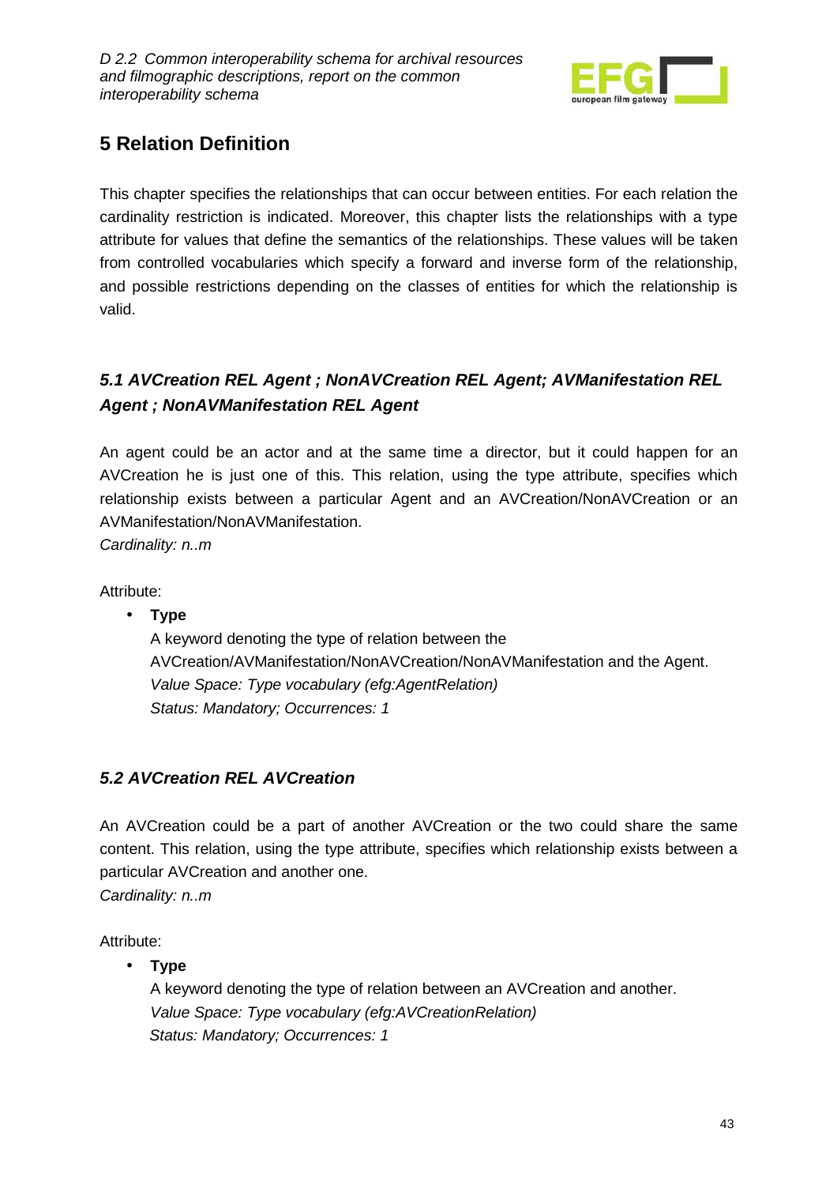# 5 Relation Definition

This chapter specifies the relationships that can occur between entities. For each relation the cardinality restriction is indicated. Moreover, this chapter lists the relationships with a type attribute for values that define the semantics of the relationships. These values will be taken from controlled vocabularies which specify a forward and inverse form of the relationship, and possible restrictions depending on the classes of entities for which the relationship is valid.

## *5.1 AVCreation REL Agent ; NonAVCreation REL Agent; AVManifestation REL Agent ; NonAVManifestation REL Agent*

An agent could be an actor and at the same time a director, but it could happen for an AVCreation he is just one of this. This relation, using the type attribute, specifies which relationship exists between a particular Agent and an AVCreation/NonAVCreation or an AVManifestation/NonAVManifestation.
*Cardinality: n..m*

Attribute:

- **Type**
  A keyword denoting the type of relation between the AVCreation/AVManifestation/NonAVCreation/NonAVManifestation and the Agent.
  *Value Space: Type vocabulary (efg:AgentRelation)*
  *Status: Mandatory; Occurrences: 1*

## *5.2 AVCreation REL AVCreation*

An AVCreation could be a part of another AVCreation or the two could share the same content. This relation, using the type attribute, specifies which relationship exists between a particular AVCreation and another one.
*Cardinality: n..m*

Attribute:

- **Type**
  A keyword denoting the type of relation between an AVCreation and another.
  *Value Space: Type vocabulary (efg:AVCreationRelation)*
  *Status: Mandatory; Occurrences: 1*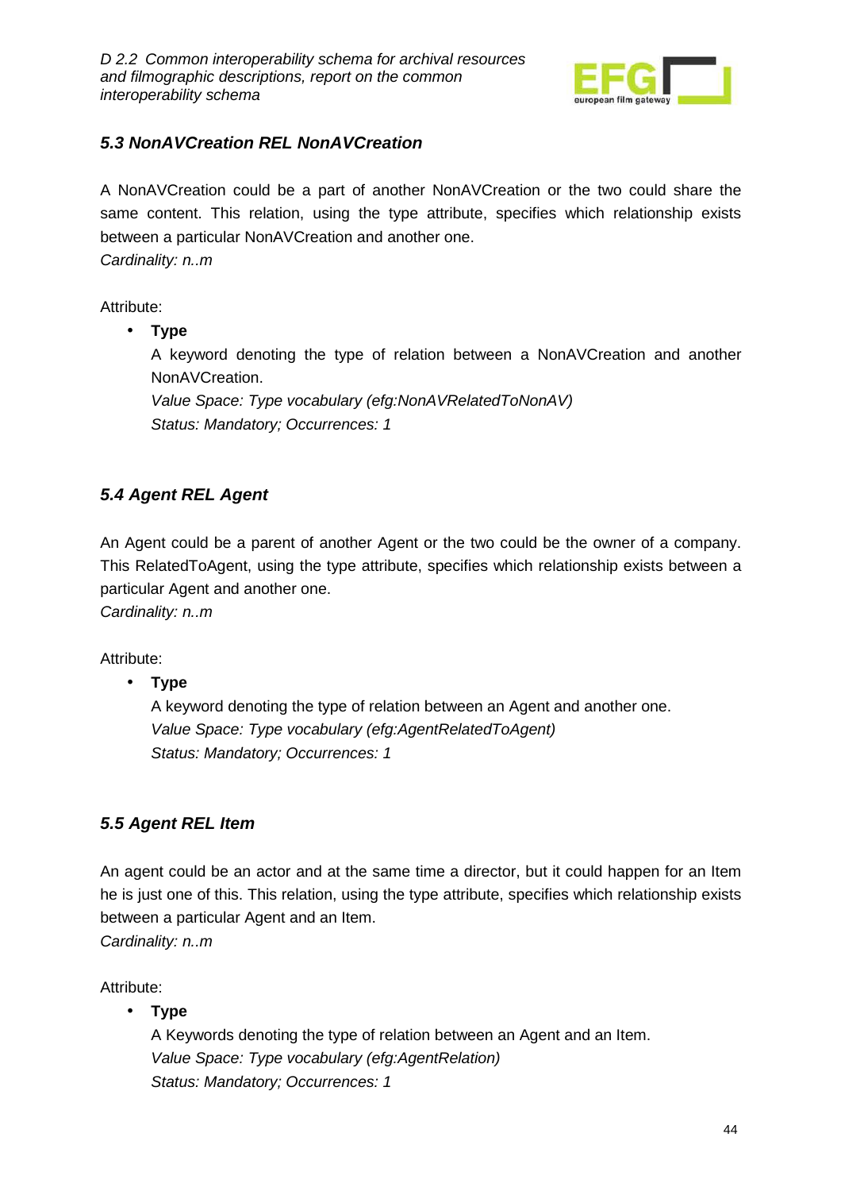### *5.3 NonAVCreation REL NonAVCreation*

A NonAVCreation could be a part of another NonAVCreation or the two could share the same content. This relation, using the type attribute, specifies which relationship exists between a particular NonAVCreation and another one.
*Cardinality: n..m*

Attribute:

- **Type**
  A keyword denoting the type of relation between a NonAVCreation and another NonAVCreation.
  *Value Space: Type vocabulary (efg:NonAVRelatedToNonAV)*
  *Status: Mandatory; Occurrences: 1*

### *5.4 Agent REL Agent*

An Agent could be a parent of another Agent or the two could be the owner of a company. This RelatedToAgent, using the type attribute, specifies which relationship exists between a particular Agent and another one.
*Cardinality: n..m*

Attribute:

- **Type**
  A keyword denoting the type of relation between an Agent and another one.
  *Value Space: Type vocabulary (efg:AgentRelatedToAgent)*
  *Status: Mandatory; Occurrences: 1*

### *5.5 Agent REL Item*

An agent could be an actor and at the same time a director, but it could happen for an Item he is just one of this. This relation, using the type attribute, specifies which relationship exists between a particular Agent and an Item.
*Cardinality: n..m*

Attribute:

- **Type**
  A Keywords denoting the type of relation between an Agent and an Item.
  *Value Space: Type vocabulary (efg:AgentRelation)*
  *Status: Mandatory; Occurrences: 1*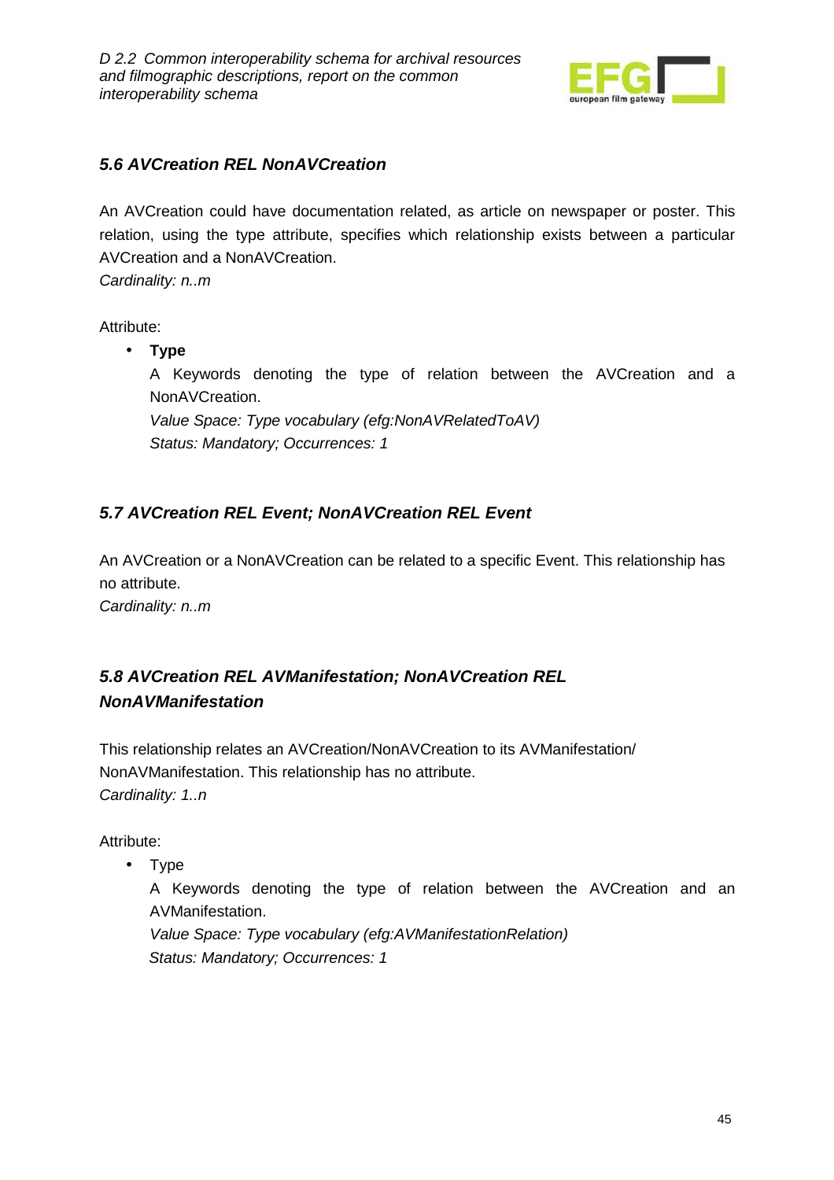### *5.6 AVCreation REL NonAVCreation*

An AVCreation could have documentation related, as article on newspaper or poster. This relation, using the type attribute, specifies which relationship exists between a particular AVCreation and a NonAVCreation.
*Cardinality: n..m*

Attribute:

- **Type**

  A Keywords denoting the type of relation between the AVCreation and a NonAVCreation.
  *Value Space: Type vocabulary (efg:NonAVRelatedToAV)*
  *Status: Mandatory; Occurrences: 1*

### *5.7 AVCreation REL Event; NonAVCreation REL Event*

An AVCreation or a NonAVCreation can be related to a specific Event. This relationship has no attribute.
*Cardinality: n..m*

### *5.8 AVCreation REL AVManifestation; NonAVCreation REL NonAVManifestation*

This relationship relates an AVCreation/NonAVCreation to its AVManifestation/ NonAVManifestation. This relationship has no attribute.
*Cardinality: 1..n*

Attribute:

- Type

  A Keywords denoting the type of relation between the AVCreation and an AVManifestation.
  *Value Space: Type vocabulary (efg:AVManifestationRelation)*
  *Status: Mandatory; Occurrences: 1*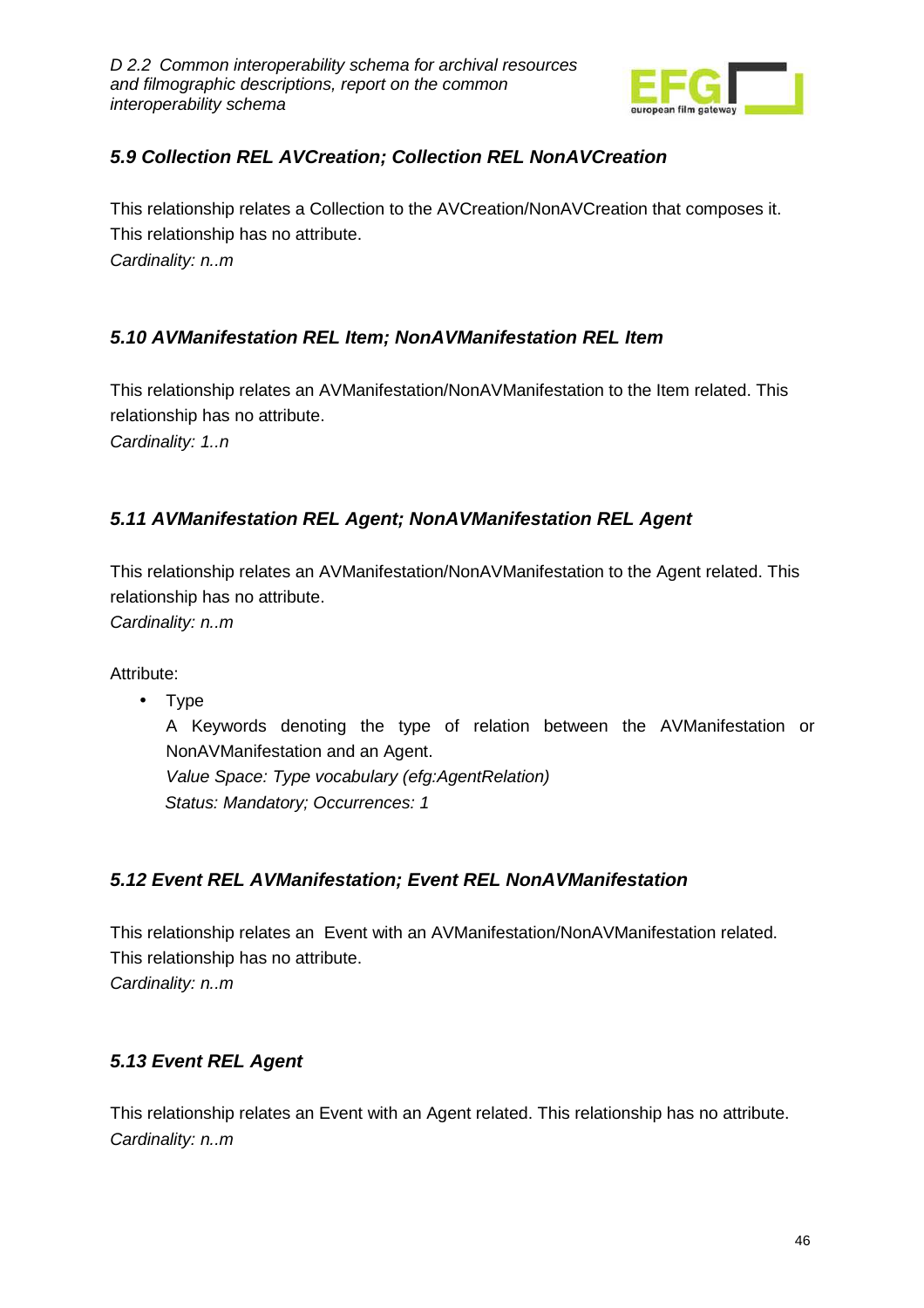### *5.9 Collection REL AVCreation; Collection REL NonAVCreation*

This relationship relates a Collection to the AVCreation/NonAVCreation that composes it. This relationship has no attribute.
*Cardinality: n..m*

### *5.10 AVManifestation REL Item; NonAVManifestation REL Item*

This relationship relates an AVManifestation/NonAVManifestation to the Item related. This relationship has no attribute.
*Cardinality: 1..n*

### *5.11 AVManifestation REL Agent; NonAVManifestation REL Agent*

This relationship relates an AVManifestation/NonAVManifestation to the Agent related. This relationship has no attribute.
*Cardinality: n..m*

Attribute:

- Type
  A Keywords denoting the type of relation between the AVManifestation or NonAVManifestation and an Agent.
  *Value Space: Type vocabulary (efg:AgentRelation)*
  *Status: Mandatory; Occurrences: 1*

### *5.12 Event REL AVManifestation; Event REL NonAVManifestation*

This relationship relates an Event with an AVManifestation/NonAVManifestation related. This relationship has no attribute.
*Cardinality: n..m*

### *5.13 Event REL Agent*

This relationship relates an Event with an Agent related. This relationship has no attribute.
*Cardinality: n..m*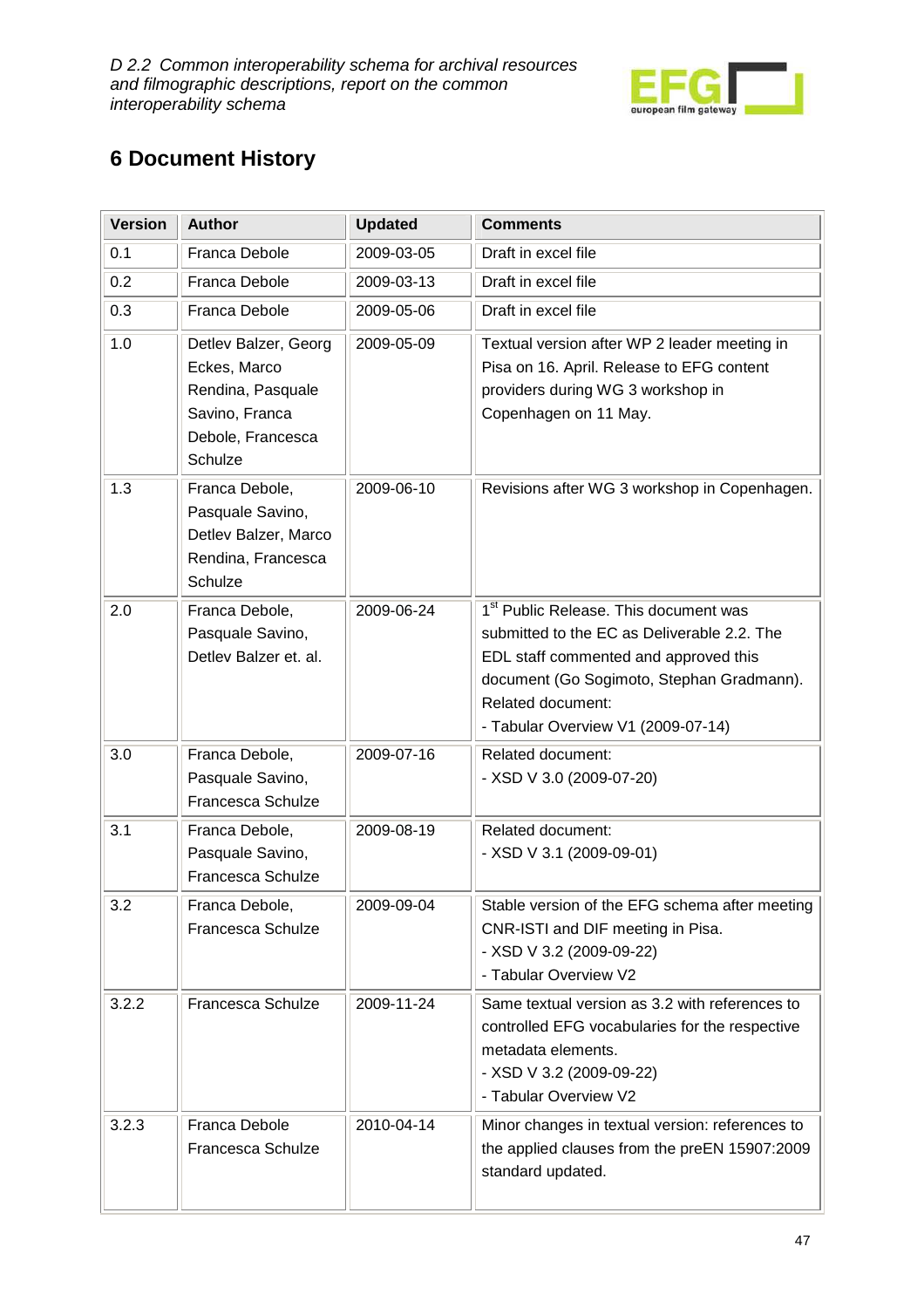# 6 Document History

| Version | Author | Updated | Comments |
|---|---|---|---|
| 0.1 | Franca Debole | 2009-03-05 | Draft in excel file |
| 0.2 | Franca Debole | 2009-03-13 | Draft in excel file |
| 0.3 | Franca Debole | 2009-05-06 | Draft in excel file |
| 1.0 | Detlev Balzer, Georg Eckes, Marco Rendina, Pasquale Savino, Franca Debole, Francesca Schulze | 2009-05-09 | Textual version after WP 2 leader meeting in Pisa on 16. April. Release to EFG content providers during WG 3 workshop in Copenhagen on 11 May. |
| 1.3 | Franca Debole, Pasquale Savino, Detlev Balzer, Marco Rendina, Francesca Schulze | 2009-06-10 | Revisions after WG 3 workshop in Copenhagen. |
| 2.0 | Franca Debole, Pasquale Savino, Detlev Balzer et. al. | 2009-06-24 | 1st Public Release. This document was submitted to the EC as Deliverable 2.2. The EDL staff commented and approved this document (Go Sogimoto, Stephan Gradmann). Related document: - Tabular Overview V1 (2009-07-14) |
| 3.0 | Franca Debole, Pasquale Savino, Francesca Schulze | 2009-07-16 | Related document: - XSD V 3.0 (2009-07-20) |
| 3.1 | Franca Debole, Pasquale Savino, Francesca Schulze | 2009-08-19 | Related document: - XSD V 3.1 (2009-09-01) |
| 3.2 | Franca Debole, Francesca Schulze | 2009-09-04 | Stable version of the EFG schema after meeting CNR-ISTI and DIF meeting in Pisa. - XSD V 3.2 (2009-09-22) - Tabular Overview V2 |
| 3.2.2 | Francesca Schulze | 2009-11-24 | Same textual version as 3.2 with references to controlled EFG vocabularies for the respective metadata elements. - XSD V 3.2 (2009-09-22) - Tabular Overview V2 |
| 3.2.3 | Franca Debole Francesca Schulze | 2010-04-14 | Minor changes in textual version: references to the applied clauses from the preEN 15907:2009 standard updated. |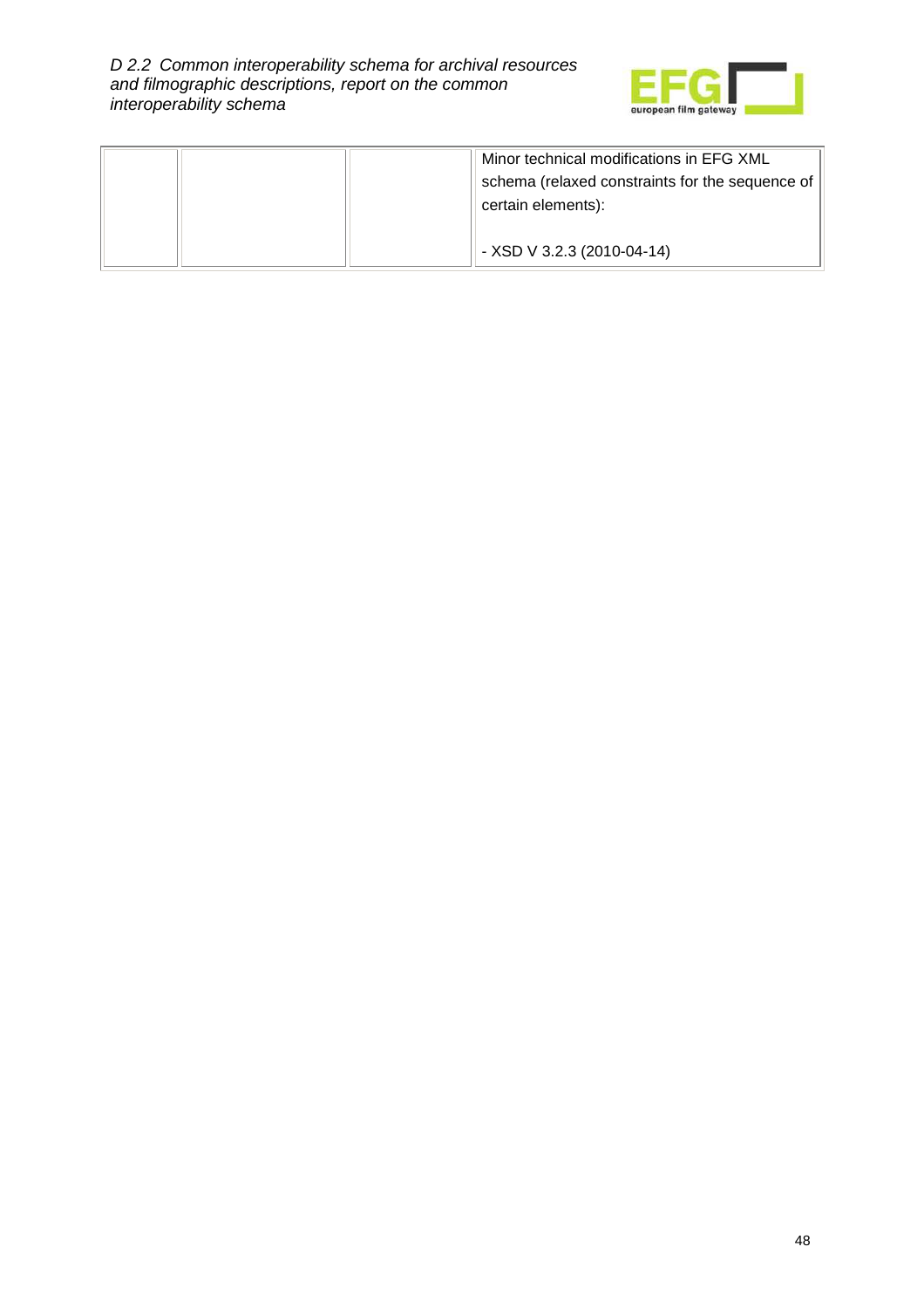| | | | |
|---|---|---|---|
| | | | Minor technical modifications in EFG XML schema (relaxed constraints for the sequence of certain elements):<br><br>- XSD V 3.2.3 (2010-04-14) |